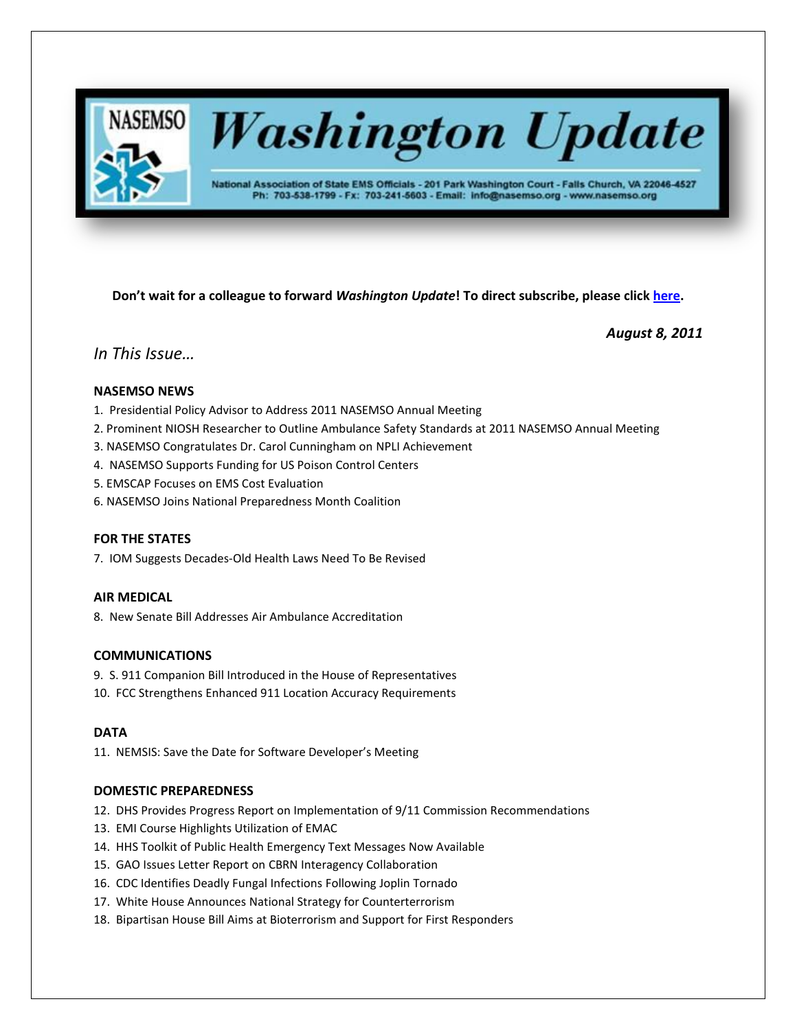# Washington Update

National Association of State EMS Officials - 201 Park Washington Court - Falls Church, VA 22046-4527
Ph: 703-538-1799 - Fx: 703-241-5603 - Email: info@nasemso.org - www.nasemso.org

**Don't wait for a colleague to forward *Washington Update*! To direct subscribe, please click here.**

***August 8, 2011***

## *In This Issue…*

### NASEMSO NEWS

1. Presidential Policy Advisor to Address 2011 NASEMSO Annual Meeting
2. Prominent NIOSH Researcher to Outline Ambulance Safety Standards at 2011 NASEMSO Annual Meeting
3. NASEMSO Congratulates Dr. Carol Cunningham on NPLI Achievement
4. NASEMSO Supports Funding for US Poison Control Centers
5. EMSCAP Focuses on EMS Cost Evaluation
6. NASEMSO Joins National Preparedness Month Coalition

### FOR THE STATES

7. IOM Suggests Decades-Old Health Laws Need To Be Revised

### AIR MEDICAL

8. New Senate Bill Addresses Air Ambulance Accreditation

### COMMUNICATIONS

9. S. 911 Companion Bill Introduced in the House of Representatives
10. FCC Strengthens Enhanced 911 Location Accuracy Requirements

### DATA

11. NEMSIS: Save the Date for Software Developer's Meeting

### DOMESTIC PREPAREDNESS

12. DHS Provides Progress Report on Implementation of 9/11 Commission Recommendations
13. EMI Course Highlights Utilization of EMAC
14. HHS Toolkit of Public Health Emergency Text Messages Now Available
15. GAO Issues Letter Report on CBRN Interagency Collaboration
16. CDC Identifies Deadly Fungal Infections Following Joplin Tornado
17. White House Announces National Strategy for Counterterrorism
18. Bipartisan House Bill Aims at Bioterrorism and Support for First Responders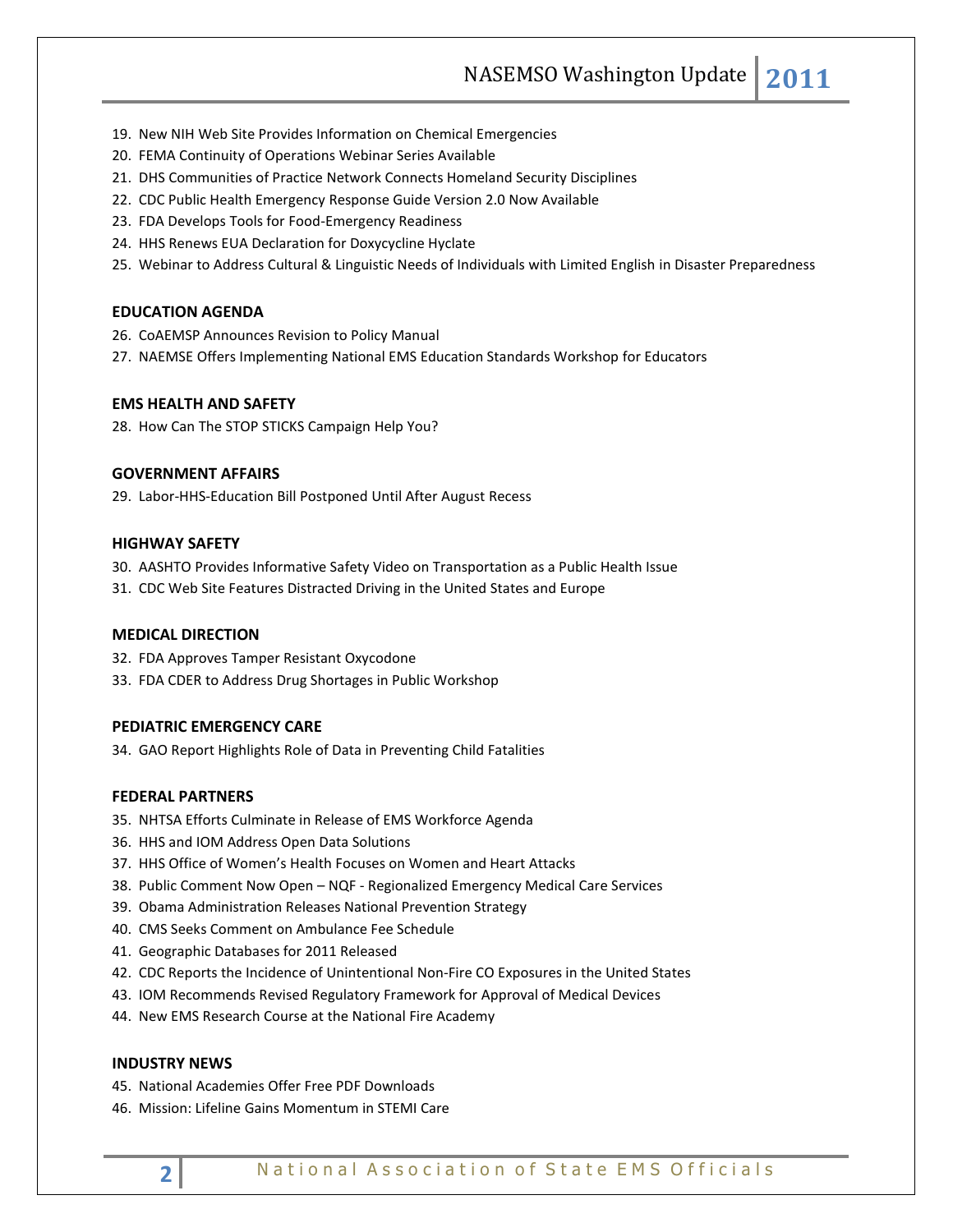19. New NIH Web Site Provides Information on Chemical Emergencies
20. FEMA Continuity of Operations Webinar Series Available
21. DHS Communities of Practice Network Connects Homeland Security Disciplines
22. CDC Public Health Emergency Response Guide Version 2.0 Now Available
23. FDA Develops Tools for Food-Emergency Readiness
24. HHS Renews EUA Declaration for Doxycycline Hyclate
25. Webinar to Address Cultural & Linguistic Needs of Individuals with Limited English in Disaster Preparedness

### EDUCATION AGENDA

26. CoAEMSP Announces Revision to Policy Manual
27. NAEMSE Offers Implementing National EMS Education Standards Workshop for Educators

### EMS HEALTH AND SAFETY

28. How Can The STOP STICKS Campaign Help You?

### GOVERNMENT AFFAIRS

29. Labor-HHS-Education Bill Postponed Until After August Recess

### HIGHWAY SAFETY

30. AASHTO Provides Informative Safety Video on Transportation as a Public Health Issue
31. CDC Web Site Features Distracted Driving in the United States and Europe

### MEDICAL DIRECTION

32. FDA Approves Tamper Resistant Oxycodone
33. FDA CDER to Address Drug Shortages in Public Workshop

### PEDIATRIC EMERGENCY CARE

34. GAO Report Highlights Role of Data in Preventing Child Fatalities

### FEDERAL PARTNERS

35. NHTSA Efforts Culminate in Release of EMS Workforce Agenda
36. HHS and IOM Address Open Data Solutions
37. HHS Office of Women's Health Focuses on Women and Heart Attacks
38. Public Comment Now Open – NQF - Regionalized Emergency Medical Care Services
39. Obama Administration Releases National Prevention Strategy
40. CMS Seeks Comment on Ambulance Fee Schedule
41. Geographic Databases for 2011 Released
42. CDC Reports the Incidence of Unintentional Non-Fire CO Exposures in the United States
43. IOM Recommends Revised Regulatory Framework for Approval of Medical Devices
44. New EMS Research Course at the National Fire Academy

### INDUSTRY NEWS

45. National Academies Offer Free PDF Downloads
46. Mission: Lifeline Gains Momentum in STEMI Care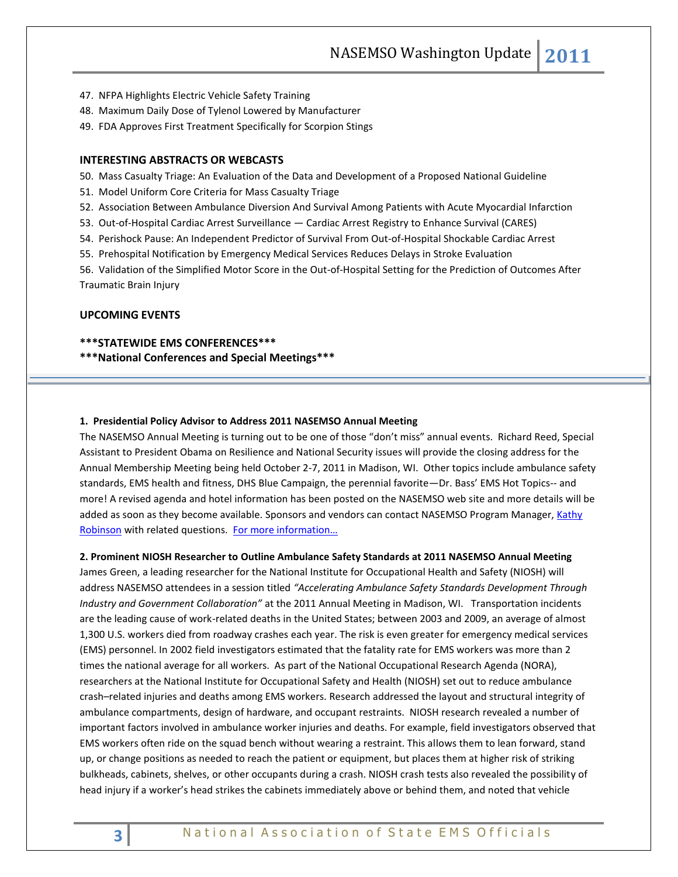47. NFPA Highlights Electric Vehicle Safety Training
48. Maximum Daily Dose of Tylenol Lowered by Manufacturer
49. FDA Approves First Treatment Specifically for Scorpion Stings

**INTERESTING ABSTRACTS OR WEBCASTS**

50. Mass Casualty Triage: An Evaluation of the Data and Development of a Proposed National Guideline
51. Model Uniform Core Criteria for Mass Casualty Triage
52. Association Between Ambulance Diversion And Survival Among Patients with Acute Myocardial Infarction
53. Out-of-Hospital Cardiac Arrest Surveillance — Cardiac Arrest Registry to Enhance Survival (CARES)
54. Perishock Pause: An Independent Predictor of Survival From Out-of-Hospital Shockable Cardiac Arrest
55. Prehospital Notification by Emergency Medical Services Reduces Delays in Stroke Evaluation
56. Validation of the Simplified Motor Score in the Out-of-Hospital Setting for the Prediction of Outcomes After Traumatic Brain Injury

**UPCOMING EVENTS**

**\*\*\*STATEWIDE EMS CONFERENCES\*\*\***
**\*\*\*National Conferences and Special Meetings\*\*\***

---

**1. Presidential Policy Advisor to Address 2011 NASEMSO Annual Meeting**

The NASEMSO Annual Meeting is turning out to be one of those "don't miss" annual events. Richard Reed, Special Assistant to President Obama on Resilience and National Security issues will provide the closing address for the Annual Membership Meeting being held October 2-7, 2011 in Madison, WI. Other topics include ambulance safety standards, EMS health and fitness, DHS Blue Campaign, the perennial favorite—Dr. Bass' EMS Hot Topics-- and more! A revised agenda and hotel information has been posted on the NASEMSO web site and more details will be added as soon as they become available. Sponsors and vendors can contact NASEMSO Program Manager, Kathy Robinson with related questions. For more information…

**2. Prominent NIOSH Researcher to Outline Ambulance Safety Standards at 2011 NASEMSO Annual Meeting**

James Green, a leading researcher for the National Institute for Occupational Health and Safety (NIOSH) will address NASEMSO attendees in a session titled *"Accelerating Ambulance Safety Standards Development Through Industry and Government Collaboration"* at the 2011 Annual Meeting in Madison, WI. Transportation incidents are the leading cause of work-related deaths in the United States; between 2003 and 2009, an average of almost 1,300 U.S. workers died from roadway crashes each year. The risk is even greater for emergency medical services (EMS) personnel. In 2002 field investigators estimated that the fatality rate for EMS workers was more than 2 times the national average for all workers. As part of the National Occupational Research Agenda (NORA), researchers at the National Institute for Occupational Safety and Health (NIOSH) set out to reduce ambulance crash–related injuries and deaths among EMS workers. Research addressed the layout and structural integrity of ambulance compartments, design of hardware, and occupant restraints. NIOSH research revealed a number of important factors involved in ambulance worker injuries and deaths. For example, field investigators observed that EMS workers often ride on the squad bench without wearing a restraint. This allows them to lean forward, stand up, or change positions as needed to reach the patient or equipment, but places them at higher risk of striking bulkheads, cabinets, shelves, or other occupants during a crash. NIOSH crash tests also revealed the possibility of head injury if a worker's head strikes the cabinets immediately above or behind them, and noted that vehicle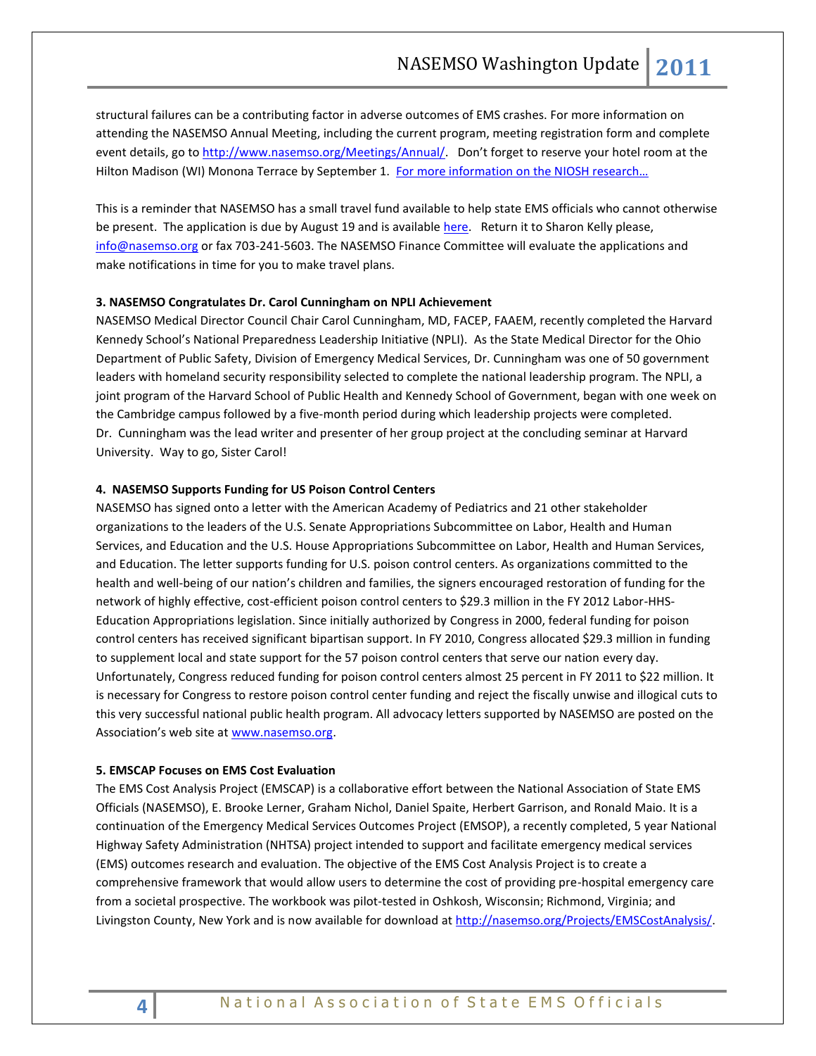structural failures can be a contributing factor in adverse outcomes of EMS crashes. For more information on attending the NASEMSO Annual Meeting, including the current program, meeting registration form and complete event details, go to http://www.nasemso.org/Meetings/Annual/. Don't forget to reserve your hotel room at the Hilton Madison (WI) Monona Terrace by September 1. For more information on the NIOSH research…

This is a reminder that NASEMSO has a small travel fund available to help state EMS officials who cannot otherwise be present. The application is due by August 19 and is available here. Return it to Sharon Kelly please, info@nasemso.org or fax 703-241-5603. The NASEMSO Finance Committee will evaluate the applications and make notifications in time for you to make travel plans.

**3. NASEMSO Congratulates Dr. Carol Cunningham on NPLI Achievement**

NASEMSO Medical Director Council Chair Carol Cunningham, MD, FACEP, FAAEM, recently completed the Harvard Kennedy School's National Preparedness Leadership Initiative (NPLI). As the State Medical Director for the Ohio Department of Public Safety, Division of Emergency Medical Services, Dr. Cunningham was one of 50 government leaders with homeland security responsibility selected to complete the national leadership program. The NPLI, a joint program of the Harvard School of Public Health and Kennedy School of Government, began with one week on the Cambridge campus followed by a five-month period during which leadership projects were completed. Dr. Cunningham was the lead writer and presenter of her group project at the concluding seminar at Harvard University. Way to go, Sister Carol!

**4. NASEMSO Supports Funding for US Poison Control Centers**

NASEMSO has signed onto a letter with the American Academy of Pediatrics and 21 other stakeholder organizations to the leaders of the U.S. Senate Appropriations Subcommittee on Labor, Health and Human Services, and Education and the U.S. House Appropriations Subcommittee on Labor, Health and Human Services, and Education. The letter supports funding for U.S. poison control centers. As organizations committed to the health and well-being of our nation's children and families, the signers encouraged restoration of funding for the network of highly effective, cost-efficient poison control centers to $29.3 million in the FY 2012 Labor-HHS-Education Appropriations legislation. Since initially authorized by Congress in 2000, federal funding for poison control centers has received significant bipartisan support. In FY 2010, Congress allocated $29.3 million in funding to supplement local and state support for the 57 poison control centers that serve our nation every day. Unfortunately, Congress reduced funding for poison control centers almost 25 percent in FY 2011 to $22 million. It is necessary for Congress to restore poison control center funding and reject the fiscally unwise and illogical cuts to this very successful national public health program. All advocacy letters supported by NASEMSO are posted on the Association's web site at www.nasemso.org.

**5. EMSCAP Focuses on EMS Cost Evaluation**

The EMS Cost Analysis Project (EMSCAP) is a collaborative effort between the National Association of State EMS Officials (NASEMSO), E. Brooke Lerner, Graham Nichol, Daniel Spaite, Herbert Garrison, and Ronald Maio. It is a continuation of the Emergency Medical Services Outcomes Project (EMSOP), a recently completed, 5 year National Highway Safety Administration (NHTSA) project intended to support and facilitate emergency medical services (EMS) outcomes research and evaluation. The objective of the EMS Cost Analysis Project is to create a comprehensive framework that would allow users to determine the cost of providing pre-hospital emergency care from a societal prospective. The workbook was pilot-tested in Oshkosh, Wisconsin; Richmond, Virginia; and Livingston County, New York and is now available for download at http://nasemso.org/Projects/EMSCostAnalysis/.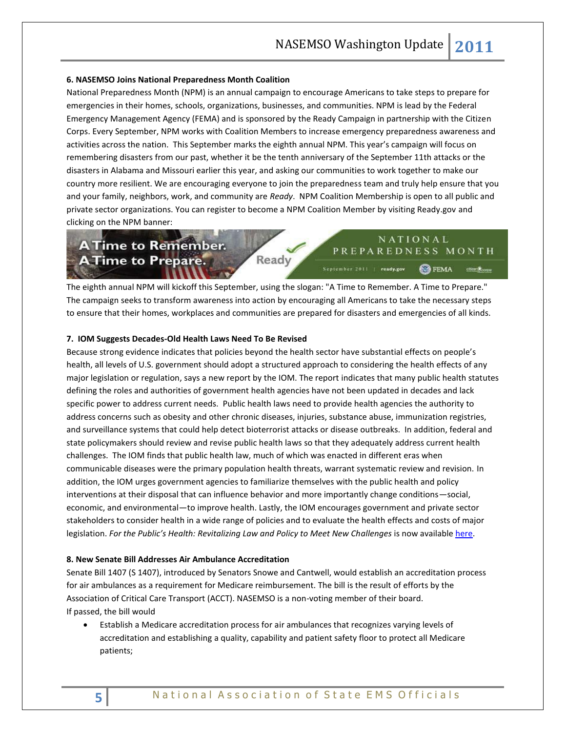**6. NASEMSO Joins National Preparedness Month Coalition**

National Preparedness Month (NPM) is an annual campaign to encourage Americans to take steps to prepare for emergencies in their homes, schools, organizations, businesses, and communities. NPM is lead by the Federal Emergency Management Agency (FEMA) and is sponsored by the Ready Campaign in partnership with the Citizen Corps. Every September, NPM works with Coalition Members to increase emergency preparedness awareness and activities across the nation. This September marks the eighth annual NPM. This year's campaign will focus on remembering disasters from our past, whether it be the tenth anniversary of the September 11th attacks or the disasters in Alabama and Missouri earlier this year, and asking our communities to work together to make our country more resilient. We are encouraging everyone to join the preparedness team and truly help ensure that you and your family, neighbors, work, and community are *Ready*. NPM Coalition Membership is open to all public and private sector organizations. You can register to become a NPM Coalition Member by visiting Ready.gov and clicking on the NPM banner:

The eighth annual NPM will kickoff this September, using the slogan: "A Time to Remember. A Time to Prepare." The campaign seeks to transform awareness into action by encouraging all Americans to take the necessary steps to ensure that their homes, workplaces and communities are prepared for disasters and emergencies of all kinds.

**7. IOM Suggests Decades-Old Health Laws Need To Be Revised**

Because strong evidence indicates that policies beyond the health sector have substantial effects on people's health, all levels of U.S. government should adopt a structured approach to considering the health effects of any major legislation or regulation, says a new report by the IOM. The report indicates that many public health statutes defining the roles and authorities of government health agencies have not been updated in decades and lack specific power to address current needs. Public health laws need to provide health agencies the authority to address concerns such as obesity and other chronic diseases, injuries, substance abuse, immunization registries, and surveillance systems that could help detect bioterrorist attacks or disease outbreaks. In addition, federal and state policymakers should review and revise public health laws so that they adequately address current health challenges. The IOM finds that public health law, much of which was enacted in different eras when communicable diseases were the primary population health threats, warrant systematic review and revision. In addition, the IOM urges government agencies to familiarize themselves with the public health and policy interventions at their disposal that can influence behavior and more importantly change conditions—social, economic, and environmental—to improve health. Lastly, the IOM encourages government and private sector stakeholders to consider health in a wide range of policies and to evaluate the health effects and costs of major legislation. *For the Public's Health: Revitalizing Law and Policy to Meet New Challenges* is now available here.

**8. New Senate Bill Addresses Air Ambulance Accreditation**

Senate Bill 1407 (S 1407), introduced by Senators Snowe and Cantwell, would establish an accreditation process for air ambulances as a requirement for Medicare reimbursement. The bill is the result of efforts by the Association of Critical Care Transport (ACCT). NASEMSO is a non-voting member of their board.
If passed, the bill would

- Establish a Medicare accreditation process for air ambulances that recognizes varying levels of accreditation and establishing a quality, capability and patient safety floor to protect all Medicare patients;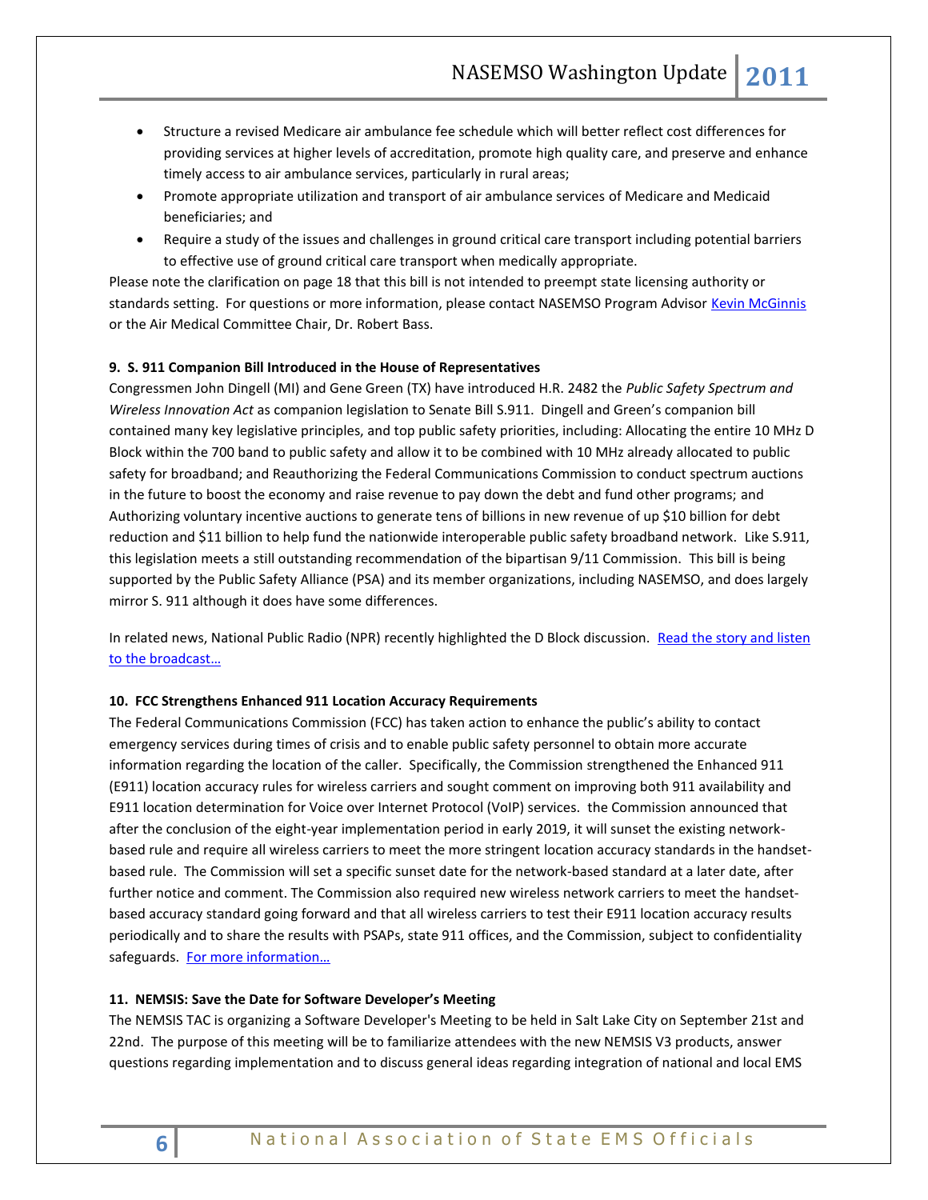- Structure a revised Medicare air ambulance fee schedule which will better reflect cost differences for providing services at higher levels of accreditation, promote high quality care, and preserve and enhance timely access to air ambulance services, particularly in rural areas;
- Promote appropriate utilization and transport of air ambulance services of Medicare and Medicaid beneficiaries; and
- Require a study of the issues and challenges in ground critical care transport including potential barriers to effective use of ground critical care transport when medically appropriate.

Please note the clarification on page 18 that this bill is not intended to preempt state licensing authority or standards setting. For questions or more information, please contact NASEMSO Program Advisor Kevin McGinnis or the Air Medical Committee Chair, Dr. Robert Bass.

**9. S. 911 Companion Bill Introduced in the House of Representatives**

Congressmen John Dingell (MI) and Gene Green (TX) have introduced H.R. 2482 the *Public Safety Spectrum and Wireless Innovation Act* as companion legislation to Senate Bill S.911. Dingell and Green's companion bill contained many key legislative principles, and top public safety priorities, including: Allocating the entire 10 MHz D Block within the 700 band to public safety and allow it to be combined with 10 MHz already allocated to public safety for broadband; and Reauthorizing the Federal Communications Commission to conduct spectrum auctions in the future to boost the economy and raise revenue to pay down the debt and fund other programs; and Authorizing voluntary incentive auctions to generate tens of billions in new revenue of up $10 billion for debt reduction and $11 billion to help fund the nationwide interoperable public safety broadband network. Like S.911, this legislation meets a still outstanding recommendation of the bipartisan 9/11 Commission. This bill is being supported by the Public Safety Alliance (PSA) and its member organizations, including NASEMSO, and does largely mirror S. 911 although it does have some differences.

In related news, National Public Radio (NPR) recently highlighted the D Block discussion. Read the story and listen to the broadcast…

**10. FCC Strengthens Enhanced 911 Location Accuracy Requirements**

The Federal Communications Commission (FCC) has taken action to enhance the public's ability to contact emergency services during times of crisis and to enable public safety personnel to obtain more accurate information regarding the location of the caller. Specifically, the Commission strengthened the Enhanced 911 (E911) location accuracy rules for wireless carriers and sought comment on improving both 911 availability and E911 location determination for Voice over Internet Protocol (VoIP) services. the Commission announced that after the conclusion of the eight-year implementation period in early 2019, it will sunset the existing network-based rule and require all wireless carriers to meet the more stringent location accuracy standards in the handset-based rule. The Commission will set a specific sunset date for the network-based standard at a later date, after further notice and comment. The Commission also required new wireless network carriers to meet the handset-based accuracy standard going forward and that all wireless carriers to test their E911 location accuracy results periodically and to share the results with PSAPs, state 911 offices, and the Commission, subject to confidentiality safeguards. For more information…

**11. NEMSIS: Save the Date for Software Developer's Meeting**

The NEMSIS TAC is organizing a Software Developer's Meeting to be held in Salt Lake City on September 21st and 22nd. The purpose of this meeting will be to familiarize attendees with the new NEMSIS V3 products, answer questions regarding implementation and to discuss general ideas regarding integration of national and local EMS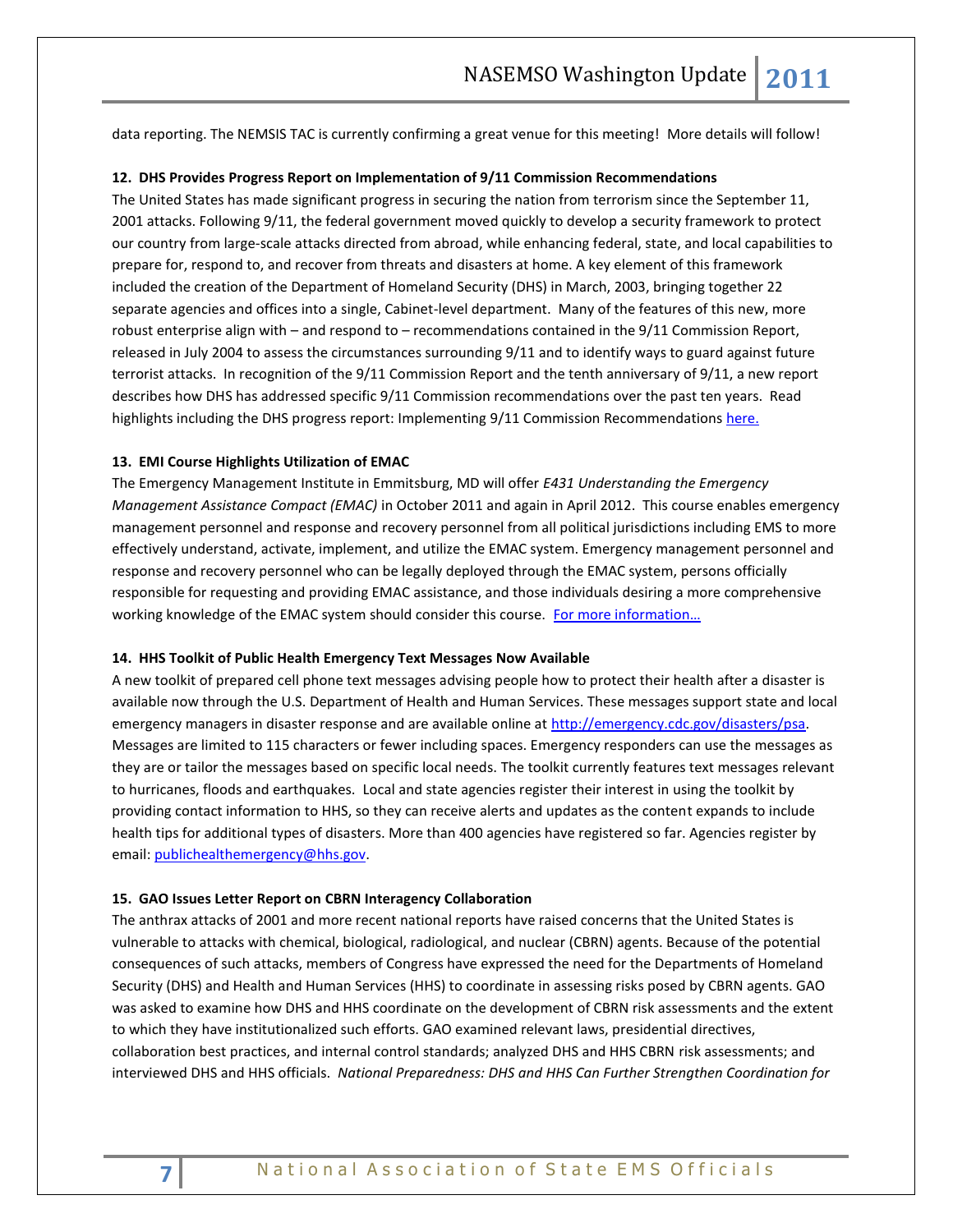data reporting. The NEMSIS TAC is currently confirming a great venue for this meeting! More details will follow!

**12. DHS Provides Progress Report on Implementation of 9/11 Commission Recommendations**

The United States has made significant progress in securing the nation from terrorism since the September 11, 2001 attacks. Following 9/11, the federal government moved quickly to develop a security framework to protect our country from large-scale attacks directed from abroad, while enhancing federal, state, and local capabilities to prepare for, respond to, and recover from threats and disasters at home. A key element of this framework included the creation of the Department of Homeland Security (DHS) in March, 2003, bringing together 22 separate agencies and offices into a single, Cabinet-level department. Many of the features of this new, more robust enterprise align with – and respond to – recommendations contained in the 9/11 Commission Report, released in July 2004 to assess the circumstances surrounding 9/11 and to identify ways to guard against future terrorist attacks. In recognition of the 9/11 Commission Report and the tenth anniversary of 9/11, a new report describes how DHS has addressed specific 9/11 Commission recommendations over the past ten years. Read highlights including the DHS progress report: Implementing 9/11 Commission Recommendations here.

**13. EMI Course Highlights Utilization of EMAC**

The Emergency Management Institute in Emmitsburg, MD will offer *E431 Understanding the Emergency Management Assistance Compact (EMAC)* in October 2011 and again in April 2012. This course enables emergency management personnel and response and recovery personnel from all political jurisdictions including EMS to more effectively understand, activate, implement, and utilize the EMAC system. Emergency management personnel and response and recovery personnel who can be legally deployed through the EMAC system, persons officially responsible for requesting and providing EMAC assistance, and those individuals desiring a more comprehensive working knowledge of the EMAC system should consider this course. For more information…

**14. HHS Toolkit of Public Health Emergency Text Messages Now Available**

A new toolkit of prepared cell phone text messages advising people how to protect their health after a disaster is available now through the U.S. Department of Health and Human Services. These messages support state and local emergency managers in disaster response and are available online at http://emergency.cdc.gov/disasters/psa. Messages are limited to 115 characters or fewer including spaces. Emergency responders can use the messages as they are or tailor the messages based on specific local needs. The toolkit currently features text messages relevant to hurricanes, floods and earthquakes. Local and state agencies register their interest in using the toolkit by providing contact information to HHS, so they can receive alerts and updates as the content expands to include health tips for additional types of disasters. More than 400 agencies have registered so far. Agencies register by email: publichealthemergency@hhs.gov.

**15. GAO Issues Letter Report on CBRN Interagency Collaboration**

The anthrax attacks of 2001 and more recent national reports have raised concerns that the United States is vulnerable to attacks with chemical, biological, radiological, and nuclear (CBRN) agents. Because of the potential consequences of such attacks, members of Congress have expressed the need for the Departments of Homeland Security (DHS) and Health and Human Services (HHS) to coordinate in assessing risks posed by CBRN agents. GAO was asked to examine how DHS and HHS coordinate on the development of CBRN risk assessments and the extent to which they have institutionalized such efforts. GAO examined relevant laws, presidential directives, collaboration best practices, and internal control standards; analyzed DHS and HHS CBRN risk assessments; and interviewed DHS and HHS officials. *National Preparedness: DHS and HHS Can Further Strengthen Coordination for*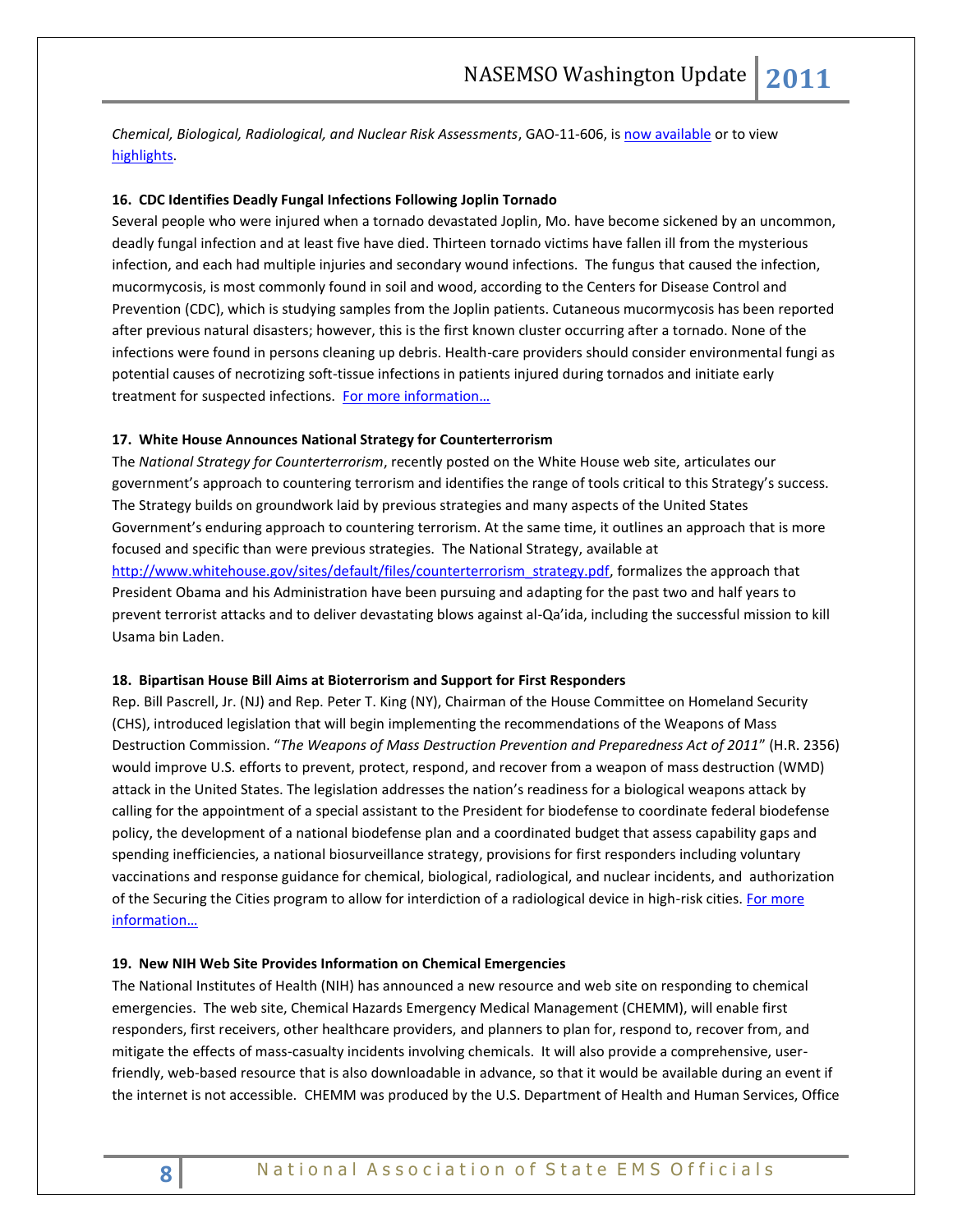*Chemical, Biological, Radiological, and Nuclear Risk Assessments*, GAO-11-606, is now available or to view highlights.

**16. CDC Identifies Deadly Fungal Infections Following Joplin Tornado**

Several people who were injured when a tornado devastated Joplin, Mo. have become sickened by an uncommon, deadly fungal infection and at least five have died. Thirteen tornado victims have fallen ill from the mysterious infection, and each had multiple injuries and secondary wound infections. The fungus that caused the infection, mucormycosis, is most commonly found in soil and wood, according to the Centers for Disease Control and Prevention (CDC), which is studying samples from the Joplin patients. Cutaneous mucormycosis has been reported after previous natural disasters; however, this is the first known cluster occurring after a tornado. None of the infections were found in persons cleaning up debris. Health-care providers should consider environmental fungi as potential causes of necrotizing soft-tissue infections in patients injured during tornados and initiate early treatment for suspected infections. For more information…

**17. White House Announces National Strategy for Counterterrorism**

The *National Strategy for Counterterrorism*, recently posted on the White House web site, articulates our government's approach to countering terrorism and identifies the range of tools critical to this Strategy's success. The Strategy builds on groundwork laid by previous strategies and many aspects of the United States Government's enduring approach to countering terrorism. At the same time, it outlines an approach that is more focused and specific than were previous strategies. The National Strategy, available at http://www.whitehouse.gov/sites/default/files/counterterrorism_strategy.pdf, formalizes the approach that President Obama and his Administration have been pursuing and adapting for the past two and half years to prevent terrorist attacks and to deliver devastating blows against al-Qa'ida, including the successful mission to kill Usama bin Laden.

**18. Bipartisan House Bill Aims at Bioterrorism and Support for First Responders**

Rep. Bill Pascrell, Jr. (NJ) and Rep. Peter T. King (NY), Chairman of the House Committee on Homeland Security (CHS), introduced legislation that will begin implementing the recommendations of the Weapons of Mass Destruction Commission. "*The Weapons of Mass Destruction Prevention and Preparedness Act of 2011*" (H.R. 2356) would improve U.S. efforts to prevent, protect, respond, and recover from a weapon of mass destruction (WMD) attack in the United States. The legislation addresses the nation's readiness for a biological weapons attack by calling for the appointment of a special assistant to the President for biodefense to coordinate federal biodefense policy, the development of a national biodefense plan and a coordinated budget that assess capability gaps and spending inefficiencies, a national biosurveillance strategy, provisions for first responders including voluntary vaccinations and response guidance for chemical, biological, radiological, and nuclear incidents, and authorization of the Securing the Cities program to allow for interdiction of a radiological device in high-risk cities. For more information…

**19. New NIH Web Site Provides Information on Chemical Emergencies**

The National Institutes of Health (NIH) has announced a new resource and web site on responding to chemical emergencies. The web site, Chemical Hazards Emergency Medical Management (CHEMM), will enable first responders, first receivers, other healthcare providers, and planners to plan for, respond to, recover from, and mitigate the effects of mass-casualty incidents involving chemicals. It will also provide a comprehensive, user-friendly, web-based resource that is also downloadable in advance, so that it would be available during an event if the internet is not accessible. CHEMM was produced by the U.S. Department of Health and Human Services, Office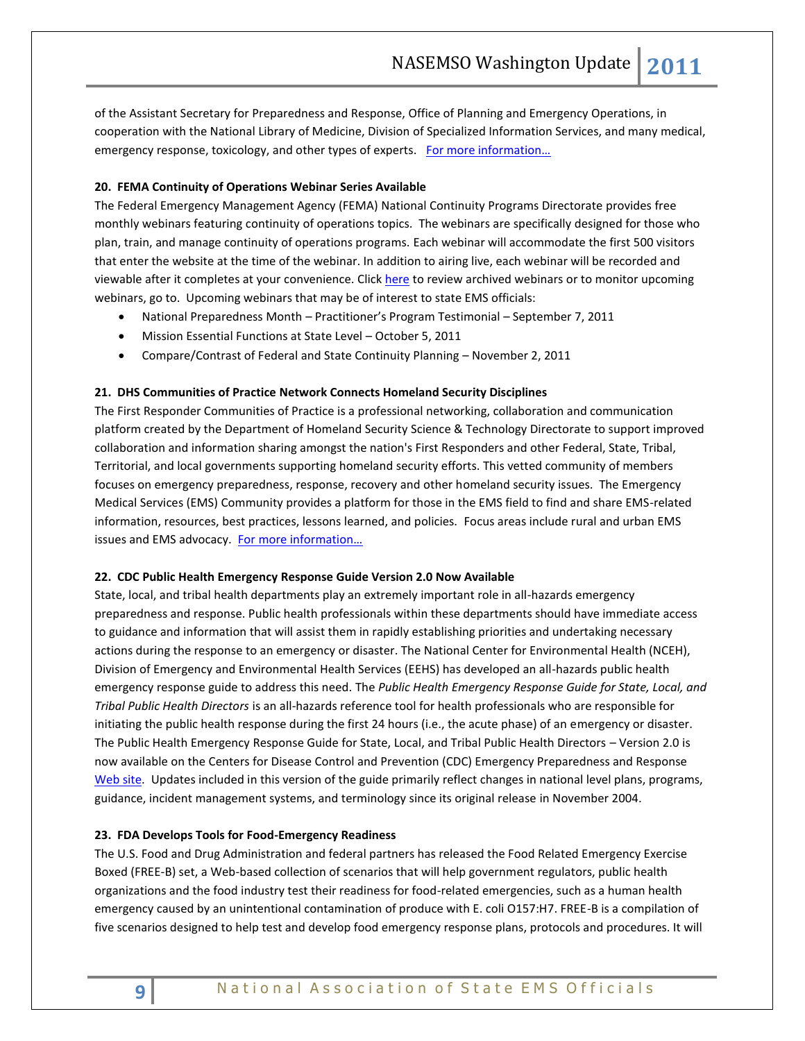of the Assistant Secretary for Preparedness and Response, Office of Planning and Emergency Operations, in cooperation with the National Library of Medicine, Division of Specialized Information Services, and many medical, emergency response, toxicology, and other types of experts. For more information…

**20. FEMA Continuity of Operations Webinar Series Available**

The Federal Emergency Management Agency (FEMA) National Continuity Programs Directorate provides free monthly webinars featuring continuity of operations topics. The webinars are specifically designed for those who plan, train, and manage continuity of operations programs. Each webinar will accommodate the first 500 visitors that enter the website at the time of the webinar. In addition to airing live, each webinar will be recorded and viewable after it completes at your convenience. Click here to review archived webinars or to monitor upcoming webinars, go to. Upcoming webinars that may be of interest to state EMS officials:

- National Preparedness Month – Practitioner's Program Testimonial – September 7, 2011
- Mission Essential Functions at State Level – October 5, 2011
- Compare/Contrast of Federal and State Continuity Planning – November 2, 2011

**21. DHS Communities of Practice Network Connects Homeland Security Disciplines**

The First Responder Communities of Practice is a professional networking, collaboration and communication platform created by the Department of Homeland Security Science & Technology Directorate to support improved collaboration and information sharing amongst the nation's First Responders and other Federal, State, Tribal, Territorial, and local governments supporting homeland security efforts. This vetted community of members focuses on emergency preparedness, response, recovery and other homeland security issues. The Emergency Medical Services (EMS) Community provides a platform for those in the EMS field to find and share EMS-related information, resources, best practices, lessons learned, and policies. Focus areas include rural and urban EMS issues and EMS advocacy. For more information…

**22. CDC Public Health Emergency Response Guide Version 2.0 Now Available**

State, local, and tribal health departments play an extremely important role in all-hazards emergency preparedness and response. Public health professionals within these departments should have immediate access to guidance and information that will assist them in rapidly establishing priorities and undertaking necessary actions during the response to an emergency or disaster. The National Center for Environmental Health (NCEH), Division of Emergency and Environmental Health Services (EEHS) has developed an all-hazards public health emergency response guide to address this need. The *Public Health Emergency Response Guide for State, Local, and Tribal Public Health Directors* is an all-hazards reference tool for health professionals who are responsible for initiating the public health response during the first 24 hours (i.e., the acute phase) of an emergency or disaster. The Public Health Emergency Response Guide for State, Local, and Tribal Public Health Directors – Version 2.0 is now available on the Centers for Disease Control and Prevention (CDC) Emergency Preparedness and Response Web site. Updates included in this version of the guide primarily reflect changes in national level plans, programs, guidance, incident management systems, and terminology since its original release in November 2004.

**23. FDA Develops Tools for Food-Emergency Readiness**

The U.S. Food and Drug Administration and federal partners has released the Food Related Emergency Exercise Boxed (FREE-B) set, a Web-based collection of scenarios that will help government regulators, public health organizations and the food industry test their readiness for food-related emergencies, such as a human health emergency caused by an unintentional contamination of produce with E. coli O157:H7. FREE-B is a compilation of five scenarios designed to help test and develop food emergency response plans, protocols and procedures. It will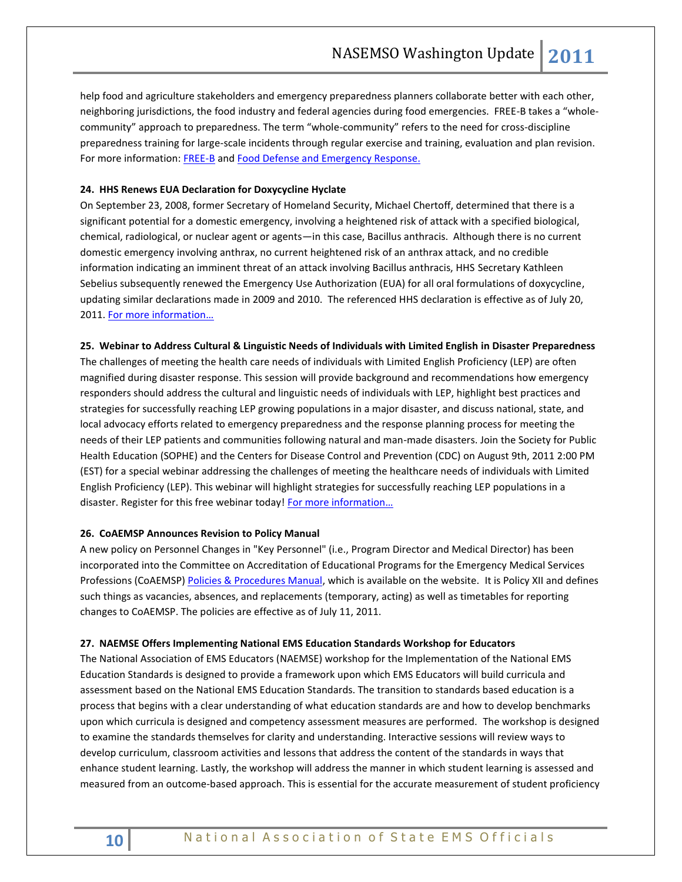help food and agriculture stakeholders and emergency preparedness planners collaborate better with each other, neighboring jurisdictions, the food industry and federal agencies during food emergencies. FREE-B takes a "whole-community" approach to preparedness. The term "whole-community" refers to the need for cross-discipline preparedness training for large-scale incidents through regular exercise and training, evaluation and plan revision. For more information: [FREE-B]() and [Food Defense and Emergency Response.]()

**24. HHS Renews EUA Declaration for Doxycycline Hyclate**

On September 23, 2008, former Secretary of Homeland Security, Michael Chertoff, determined that there is a significant potential for a domestic emergency, involving a heightened risk of attack with a specified biological, chemical, radiological, or nuclear agent or agents—in this case, Bacillus anthracis. Although there is no current domestic emergency involving anthrax, no current heightened risk of an anthrax attack, and no credible information indicating an imminent threat of an attack involving Bacillus anthracis, HHS Secretary Kathleen Sebelius subsequently renewed the Emergency Use Authorization (EUA) for all oral formulations of doxycycline, updating similar declarations made in 2009 and 2010. The referenced HHS declaration is effective as of July 20, 2011. [For more information…]()

**25. Webinar to Address Cultural & Linguistic Needs of Individuals with Limited English in Disaster Preparedness**

The challenges of meeting the health care needs of individuals with Limited English Proficiency (LEP) are often magnified during disaster response. This session will provide background and recommendations how emergency responders should address the cultural and linguistic needs of individuals with LEP, highlight best practices and strategies for successfully reaching LEP growing populations in a major disaster, and discuss national, state, and local advocacy efforts related to emergency preparedness and the response planning process for meeting the needs of their LEP patients and communities following natural and man-made disasters. Join the Society for Public Health Education (SOPHE) and the Centers for Disease Control and Prevention (CDC) on August 9th, 2011 2:00 PM (EST) for a special webinar addressing the challenges of meeting the healthcare needs of individuals with Limited English Proficiency (LEP). This webinar will highlight strategies for successfully reaching LEP populations in a disaster. Register for this free webinar today! [For more information…]()

**26. CoAEMSP Announces Revision to Policy Manual**

A new policy on Personnel Changes in "Key Personnel" (i.e., Program Director and Medical Director) has been incorporated into the Committee on Accreditation of Educational Programs for the Emergency Medical Services Professions (CoAEMSP) [Policies & Procedures Manual](), which is available on the website. It is Policy XII and defines such things as vacancies, absences, and replacements (temporary, acting) as well as timetables for reporting changes to CoAEMSP. The policies are effective as of July 11, 2011.

**27. NAEMSE Offers Implementing National EMS Education Standards Workshop for Educators**

The National Association of EMS Educators (NAEMSE) workshop for the Implementation of the National EMS Education Standards is designed to provide a framework upon which EMS Educators will build curricula and assessment based on the National EMS Education Standards. The transition to standards based education is a process that begins with a clear understanding of what education standards are and how to develop benchmarks upon which curricula is designed and competency assessment measures are performed. The workshop is designed to examine the standards themselves for clarity and understanding. Interactive sessions will review ways to develop curriculum, classroom activities and lessons that address the content of the standards in ways that enhance student learning. Lastly, the workshop will address the manner in which student learning is assessed and measured from an outcome-based approach. This is essential for the accurate measurement of student proficiency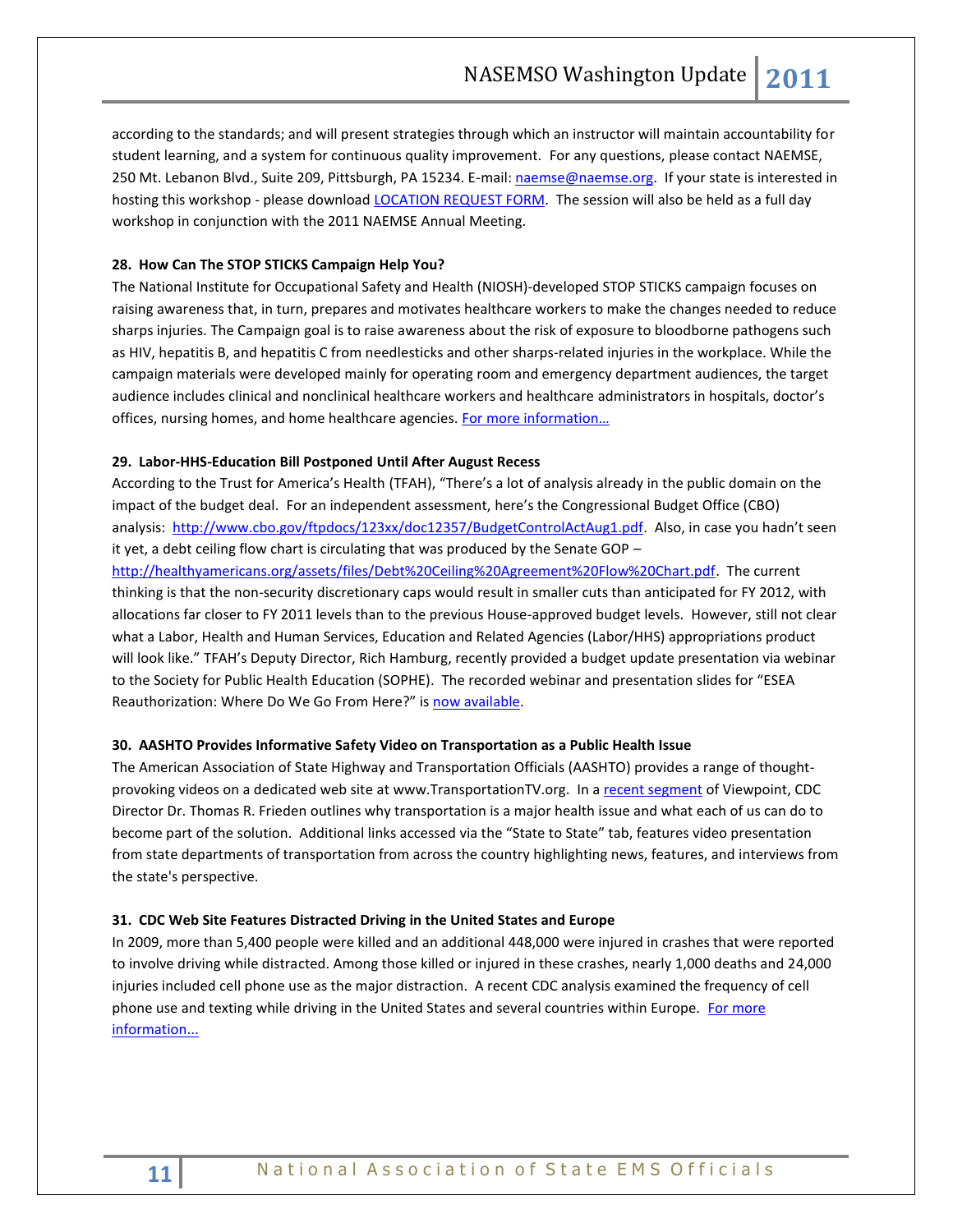according to the standards; and will present strategies through which an instructor will maintain accountability for student learning, and a system for continuous quality improvement. For any questions, please contact NAEMSE, 250 Mt. Lebanon Blvd., Suite 209, Pittsburgh, PA 15234. E-mail: naemse@naemse.org. If your state is interested in hosting this workshop - please download LOCATION REQUEST FORM. The session will also be held as a full day workshop in conjunction with the 2011 NAEMSE Annual Meeting.

**28. How Can The STOP STICKS Campaign Help You?**

The National Institute for Occupational Safety and Health (NIOSH)-developed STOP STICKS campaign focuses on raising awareness that, in turn, prepares and motivates healthcare workers to make the changes needed to reduce sharps injuries. The Campaign goal is to raise awareness about the risk of exposure to bloodborne pathogens such as HIV, hepatitis B, and hepatitis C from needlesticks and other sharps-related injuries in the workplace. While the campaign materials were developed mainly for operating room and emergency department audiences, the target audience includes clinical and nonclinical healthcare workers and healthcare administrators in hospitals, doctor's offices, nursing homes, and home healthcare agencies. For more information…

**29. Labor-HHS-Education Bill Postponed Until After August Recess**

According to the Trust for America's Health (TFAH), "There's a lot of analysis already in the public domain on the impact of the budget deal. For an independent assessment, here's the Congressional Budget Office (CBO) analysis: http://www.cbo.gov/ftpdocs/123xx/doc12357/BudgetControlActAug1.pdf. Also, in case you hadn't seen it yet, a debt ceiling flow chart is circulating that was produced by the Senate GOP – http://healthyamericans.org/assets/files/Debt%20Ceiling%20Agreement%20Flow%20Chart.pdf. The current thinking is that the non-security discretionary caps would result in smaller cuts than anticipated for FY 2012, with allocations far closer to FY 2011 levels than to the previous House-approved budget levels. However, still not clear what a Labor, Health and Human Services, Education and Related Agencies (Labor/HHS) appropriations product will look like." TFAH's Deputy Director, Rich Hamburg, recently provided a budget update presentation via webinar to the Society for Public Health Education (SOPHE). The recorded webinar and presentation slides for "ESEA Reauthorization: Where Do We Go From Here?" is now available.

**30. AASHTO Provides Informative Safety Video on Transportation as a Public Health Issue**

The American Association of State Highway and Transportation Officials (AASHTO) provides a range of thought-provoking videos on a dedicated web site at www.TransportationTV.org. In a recent segment of Viewpoint, CDC Director Dr. Thomas R. Frieden outlines why transportation is a major health issue and what each of us can do to become part of the solution. Additional links accessed via the "State to State" tab, features video presentation from state departments of transportation from across the country highlighting news, features, and interviews from the state's perspective.

**31. CDC Web Site Features Distracted Driving in the United States and Europe**

In 2009, more than 5,400 people were killed and an additional 448,000 were injured in crashes that were reported to involve driving while distracted. Among those killed or injured in these crashes, nearly 1,000 deaths and 24,000 injuries included cell phone use as the major distraction. A recent CDC analysis examined the frequency of cell phone use and texting while driving in the United States and several countries within Europe. For more information...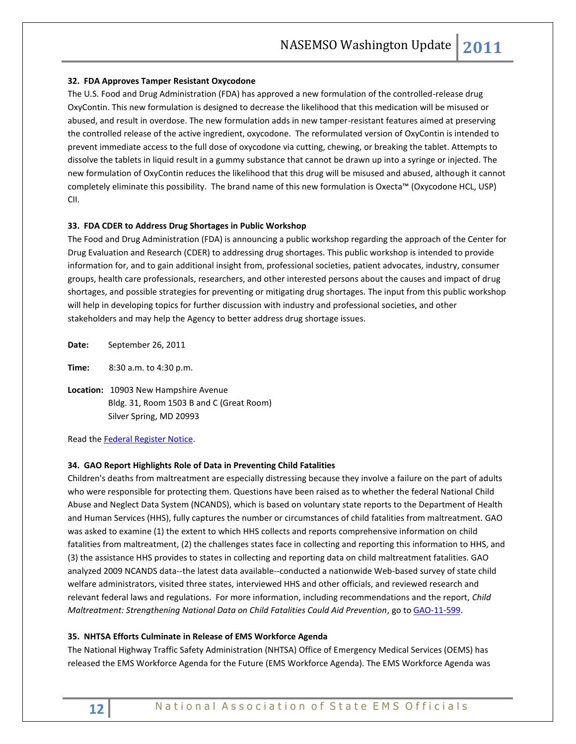**32. FDA Approves Tamper Resistant Oxycodone**

The U.S. Food and Drug Administration (FDA) has approved a new formulation of the controlled-release drug OxyContin. This new formulation is designed to decrease the likelihood that this medication will be misused or abused, and result in overdose. The new formulation adds in new tamper-resistant features aimed at preserving the controlled release of the active ingredient, oxycodone. The reformulated version of OxyContin is intended to prevent immediate access to the full dose of oxycodone via cutting, chewing, or breaking the tablet. Attempts to dissolve the tablets in liquid result in a gummy substance that cannot be drawn up into a syringe or injected. The new formulation of OxyContin reduces the likelihood that this drug will be misused and abused, although it cannot completely eliminate this possibility. The brand name of this new formulation is Oxecta™ (Oxycodone HCL, USP) CII.

**33. FDA CDER to Address Drug Shortages in Public Workshop**

The Food and Drug Administration (FDA) is announcing a public workshop regarding the approach of the Center for Drug Evaluation and Research (CDER) to addressing drug shortages. This public workshop is intended to provide information for, and to gain additional insight from, professional societies, patient advocates, industry, consumer groups, health care professionals, researchers, and other interested persons about the causes and impact of drug shortages, and possible strategies for preventing or mitigating drug shortages. The input from this public workshop will help in developing topics for further discussion with industry and professional societies, and other stakeholders and may help the Agency to better address drug shortage issues.

**Date:** September 26, 2011

**Time:** 8:30 a.m. to 4:30 p.m.

**Location:** 10903 New Hampshire Avenue
Bldg. 31, Room 1503 B and C (Great Room)
Silver Spring, MD 20993

Read the Federal Register Notice.

**34. GAO Report Highlights Role of Data in Preventing Child Fatalities**

Children's deaths from maltreatment are especially distressing because they involve a failure on the part of adults who were responsible for protecting them. Questions have been raised as to whether the federal National Child Abuse and Neglect Data System (NCANDS), which is based on voluntary state reports to the Department of Health and Human Services (HHS), fully captures the number or circumstances of child fatalities from maltreatment. GAO was asked to examine (1) the extent to which HHS collects and reports comprehensive information on child fatalities from maltreatment, (2) the challenges states face in collecting and reporting this information to HHS, and (3) the assistance HHS provides to states in collecting and reporting data on child maltreatment fatalities. GAO analyzed 2009 NCANDS data--the latest data available--conducted a nationwide Web-based survey of state child welfare administrators, visited three states, interviewed HHS and other officials, and reviewed research and relevant federal laws and regulations. For more information, including recommendations and the report, *Child Maltreatment: Strengthening National Data on Child Fatalities Could Aid Prevention*, go to GAO-11-599.

**35. NHTSA Efforts Culminate in Release of EMS Workforce Agenda**

The National Highway Traffic Safety Administration (NHTSA) Office of Emergency Medical Services (OEMS) has released the EMS Workforce Agenda for the Future (EMS Workforce Agenda). The EMS Workforce Agenda was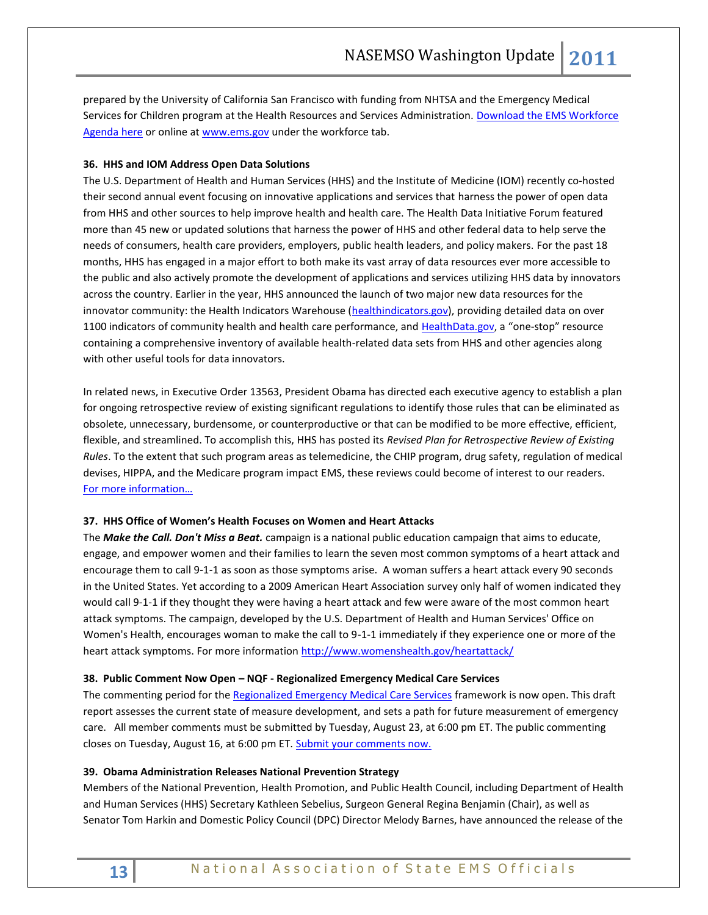prepared by the University of California San Francisco with funding from NHTSA and the Emergency Medical Services for Children program at the Health Resources and Services Administration. Download the EMS Workforce Agenda here or online at www.ems.gov under the workforce tab.

**36. HHS and IOM Address Open Data Solutions**

The U.S. Department of Health and Human Services (HHS) and the Institute of Medicine (IOM) recently co-hosted their second annual event focusing on innovative applications and services that harness the power of open data from HHS and other sources to help improve health and health care. The Health Data Initiative Forum featured more than 45 new or updated solutions that harness the power of HHS and other federal data to help serve the needs of consumers, health care providers, employers, public health leaders, and policy makers. For the past 18 months, HHS has engaged in a major effort to both make its vast array of data resources ever more accessible to the public and also actively promote the development of applications and services utilizing HHS data by innovators across the country. Earlier in the year, HHS announced the launch of two major new data resources for the innovator community: the Health Indicators Warehouse (healthindicators.gov), providing detailed data on over 1100 indicators of community health and health care performance, and HealthData.gov, a "one-stop" resource containing a comprehensive inventory of available health-related data sets from HHS and other agencies along with other useful tools for data innovators.

In related news, in Executive Order 13563, President Obama has directed each executive agency to establish a plan for ongoing retrospective review of existing significant regulations to identify those rules that can be eliminated as obsolete, unnecessary, burdensome, or counterproductive or that can be modified to be more effective, efficient, flexible, and streamlined. To accomplish this, HHS has posted its *Revised Plan for Retrospective Review of Existing Rules*. To the extent that such program areas as telemedicine, the CHIP program, drug safety, regulation of medical devises, HIPPA, and the Medicare program impact EMS, these reviews could become of interest to our readers. For more information…

**37. HHS Office of Women's Health Focuses on Women and Heart Attacks**

The ***Make the Call. Don't Miss a Beat.*** campaign is a national public education campaign that aims to educate, engage, and empower women and their families to learn the seven most common symptoms of a heart attack and encourage them to call 9-1-1 as soon as those symptoms arise. A woman suffers a heart attack every 90 seconds in the United States. Yet according to a 2009 American Heart Association survey only half of women indicated they would call 9-1-1 if they thought they were having a heart attack and few were aware of the most common heart attack symptoms. The campaign, developed by the U.S. Department of Health and Human Services' Office on Women's Health, encourages woman to make the call to 9-1-1 immediately if they experience one or more of the heart attack symptoms. For more information http://www.womenshealth.gov/heartattack/

**38. Public Comment Now Open – NQF - Regionalized Emergency Medical Care Services**

The commenting period for the Regionalized Emergency Medical Care Services framework is now open. This draft report assesses the current state of measure development, and sets a path for future measurement of emergency care. All member comments must be submitted by Tuesday, August 23, at 6:00 pm ET. The public commenting closes on Tuesday, August 16, at 6:00 pm ET. Submit your comments now.

**39. Obama Administration Releases National Prevention Strategy**

Members of the National Prevention, Health Promotion, and Public Health Council, including Department of Health and Human Services (HHS) Secretary Kathleen Sebelius, Surgeon General Regina Benjamin (Chair), as well as Senator Tom Harkin and Domestic Policy Council (DPC) Director Melody Barnes, have announced the release of the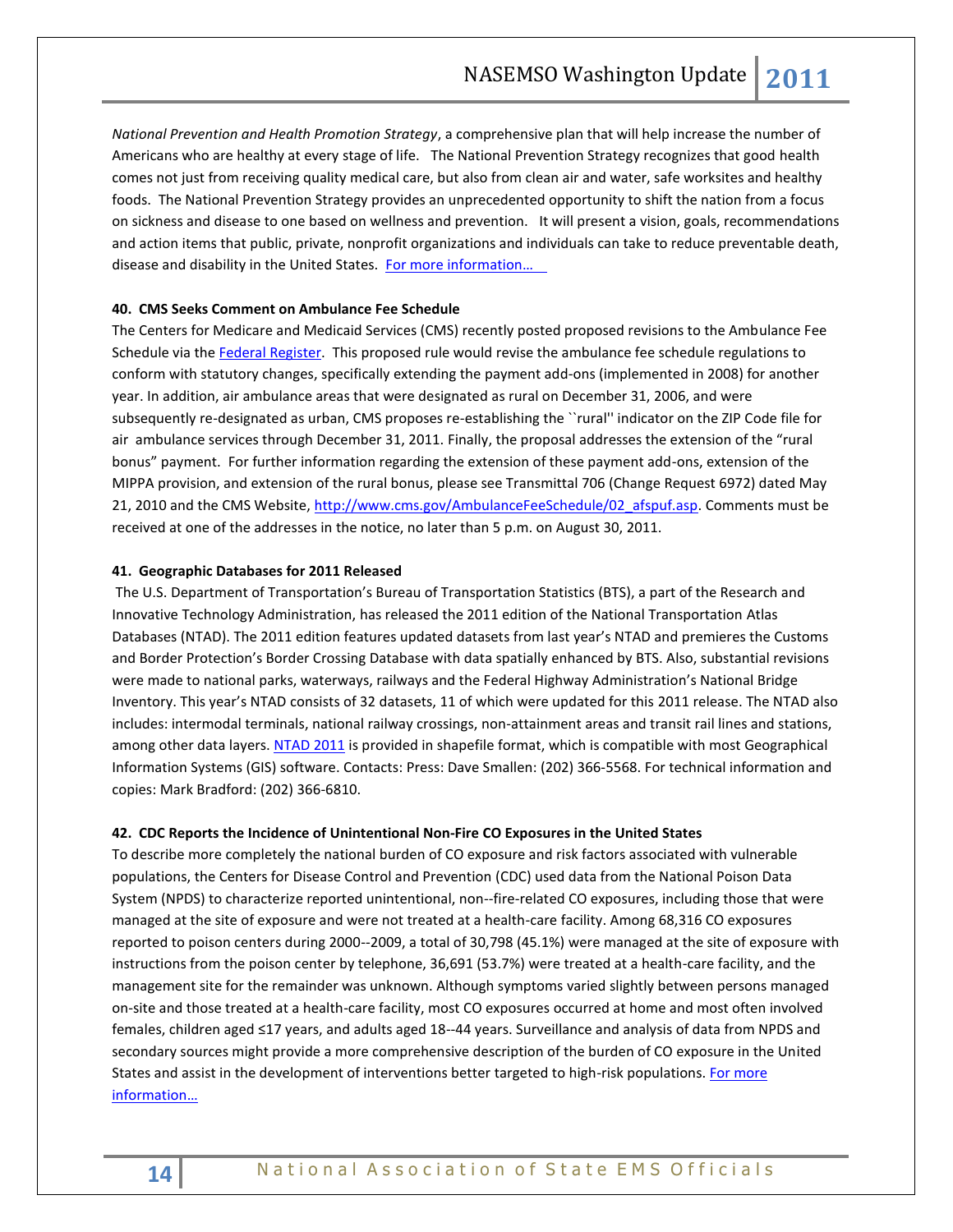*National Prevention and Health Promotion Strategy*, a comprehensive plan that will help increase the number of Americans who are healthy at every stage of life. The National Prevention Strategy recognizes that good health comes not just from receiving quality medical care, but also from clean air and water, safe worksites and healthy foods. The National Prevention Strategy provides an unprecedented opportunity to shift the nation from a focus on sickness and disease to one based on wellness and prevention. It will present a vision, goals, recommendations and action items that public, private, nonprofit organizations and individuals can take to reduce preventable death, disease and disability in the United States. For more information…

**40. CMS Seeks Comment on Ambulance Fee Schedule**

The Centers for Medicare and Medicaid Services (CMS) recently posted proposed revisions to the Ambulance Fee Schedule via the Federal Register. This proposed rule would revise the ambulance fee schedule regulations to conform with statutory changes, specifically extending the payment add-ons (implemented in 2008) for another year. In addition, air ambulance areas that were designated as rural on December 31, 2006, and were subsequently re-designated as urban, CMS proposes re-establishing the ``rural'' indicator on the ZIP Code file for air ambulance services through December 31, 2011. Finally, the proposal addresses the extension of the "rural bonus" payment. For further information regarding the extension of these payment add-ons, extension of the MIPPA provision, and extension of the rural bonus, please see Transmittal 706 (Change Request 6972) dated May 21, 2010 and the CMS Website, http://www.cms.gov/AmbulanceFeeSchedule/02_afspuf.asp. Comments must be received at one of the addresses in the notice, no later than 5 p.m. on August 30, 2011.

**41. Geographic Databases for 2011 Released**

The U.S. Department of Transportation's Bureau of Transportation Statistics (BTS), a part of the Research and Innovative Technology Administration, has released the 2011 edition of the National Transportation Atlas Databases (NTAD). The 2011 edition features updated datasets from last year's NTAD and premieres the Customs and Border Protection's Border Crossing Database with data spatially enhanced by BTS. Also, substantial revisions were made to national parks, waterways, railways and the Federal Highway Administration's National Bridge Inventory. This year's NTAD consists of 32 datasets, 11 of which were updated for this 2011 release. The NTAD also includes: intermodal terminals, national railway crossings, non-attainment areas and transit rail lines and stations, among other data layers. NTAD 2011 is provided in shapefile format, which is compatible with most Geographical Information Systems (GIS) software. Contacts: Press: Dave Smallen: (202) 366-5568. For technical information and copies: Mark Bradford: (202) 366-6810.

**42. CDC Reports the Incidence of Unintentional Non-Fire CO Exposures in the United States**

To describe more completely the national burden of CO exposure and risk factors associated with vulnerable populations, the Centers for Disease Control and Prevention (CDC) used data from the National Poison Data System (NPDS) to characterize reported unintentional, non--fire-related CO exposures, including those that were managed at the site of exposure and were not treated at a health-care facility. Among 68,316 CO exposures reported to poison centers during 2000--2009, a total of 30,798 (45.1%) were managed at the site of exposure with instructions from the poison center by telephone, 36,691 (53.7%) were treated at a health-care facility, and the management site for the remainder was unknown. Although symptoms varied slightly between persons managed on-site and those treated at a health-care facility, most CO exposures occurred at home and most often involved females, children aged ≤17 years, and adults aged 18--44 years. Surveillance and analysis of data from NPDS and secondary sources might provide a more comprehensive description of the burden of CO exposure in the United States and assist in the development of interventions better targeted to high-risk populations. For more information…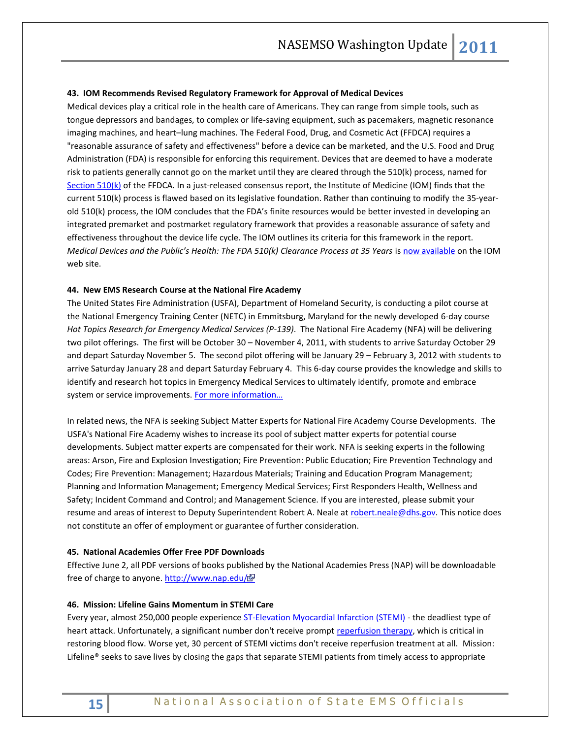#### 43. IOM Recommends Revised Regulatory Framework for Approval of Medical Devices

Medical devices play a critical role in the health care of Americans. They can range from simple tools, such as tongue depressors and bandages, to complex or life-saving equipment, such as pacemakers, magnetic resonance imaging machines, and heart–lung machines. The Federal Food, Drug, and Cosmetic Act (FFDCA) requires a "reasonable assurance of safety and effectiveness" before a device can be marketed, and the U.S. Food and Drug Administration (FDA) is responsible for enforcing this requirement. Devices that are deemed to have a moderate risk to patients generally cannot go on the market until they are cleared through the 510(k) process, named for Section 510(k) of the FFDCA. In a just-released consensus report, the Institute of Medicine (IOM) finds that the current 510(k) process is flawed based on its legislative foundation. Rather than continuing to modify the 35-year-old 510(k) process, the IOM concludes that the FDA's finite resources would be better invested in developing an integrated premarket and postmarket regulatory framework that provides a reasonable assurance of safety and effectiveness throughout the device life cycle. The IOM outlines its criteria for this framework in the report. *Medical Devices and the Public's Health: The FDA 510(k) Clearance Process at 35 Years* is now available on the IOM web site.

#### 44. New EMS Research Course at the National Fire Academy

The United States Fire Administration (USFA), Department of Homeland Security, is conducting a pilot course at the National Emergency Training Center (NETC) in Emmitsburg, Maryland for the newly developed 6-day course *Hot Topics Research for Emergency Medical Services (P-139)*. The National Fire Academy (NFA) will be delivering two pilot offerings. The first will be October 30 – November 4, 2011, with students to arrive Saturday October 29 and depart Saturday November 5. The second pilot offering will be January 29 – February 3, 2012 with students to arrive Saturday January 28 and depart Saturday February 4. This 6-day course provides the knowledge and skills to identify and research hot topics in Emergency Medical Services to ultimately identify, promote and embrace system or service improvements. For more information…

In related news, the NFA is seeking Subject Matter Experts for National Fire Academy Course Developments. The USFA's National Fire Academy wishes to increase its pool of subject matter experts for potential course developments. Subject matter experts are compensated for their work. NFA is seeking experts in the following areas: Arson, Fire and Explosion Investigation; Fire Prevention: Public Education; Fire Prevention Technology and Codes; Fire Prevention: Management; Hazardous Materials; Training and Education Program Management; Planning and Information Management; Emergency Medical Services; First Responders Health, Wellness and Safety; Incident Command and Control; and Management Science. If you are interested, please submit your resume and areas of interest to Deputy Superintendent Robert A. Neale at robert.neale@dhs.gov. This notice does not constitute an offer of employment or guarantee of further consideration.

#### 45. National Academies Offer Free PDF Downloads

Effective June 2, all PDF versions of books published by the National Academies Press (NAP) will be downloadable free of charge to anyone. http://www.nap.edu/

#### 46. Mission: Lifeline Gains Momentum in STEMI Care

Every year, almost 250,000 people experience ST-Elevation Myocardial Infarction (STEMI) - the deadliest type of heart attack. Unfortunately, a significant number don't receive prompt reperfusion therapy, which is critical in restoring blood flow. Worse yet, 30 percent of STEMI victims don't receive reperfusion treatment at all. Mission: Lifeline® seeks to save lives by closing the gaps that separate STEMI patients from timely access to appropriate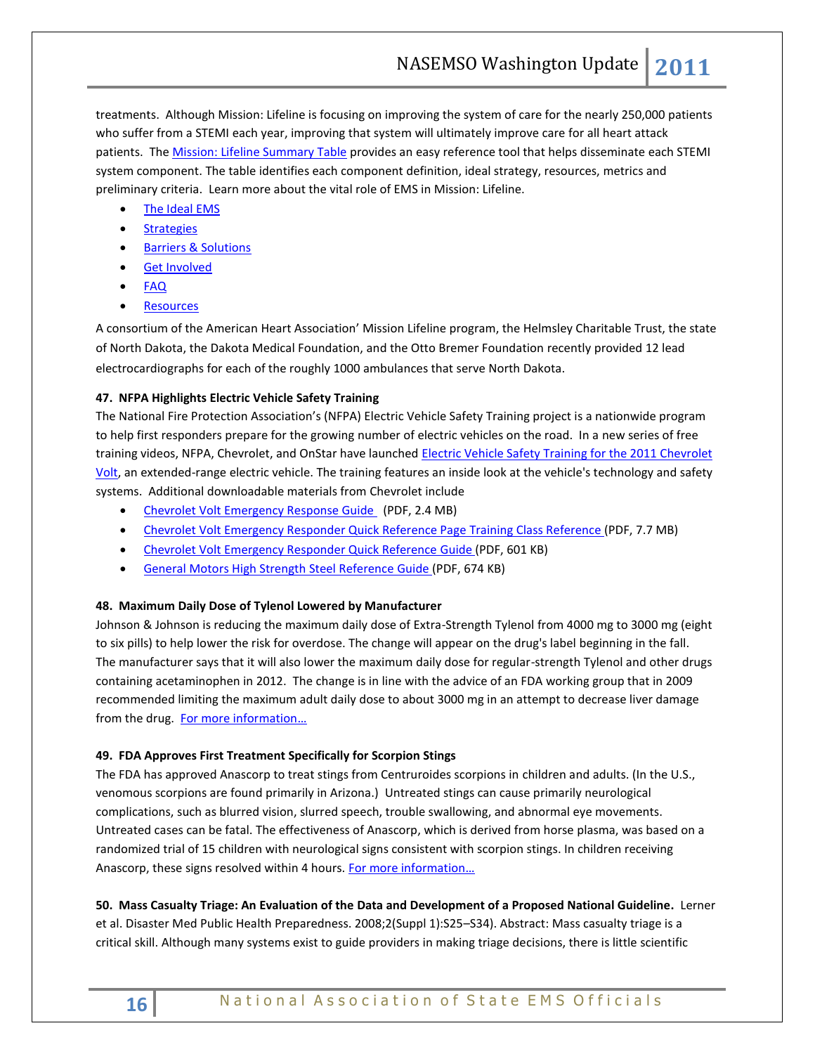treatments. Although Mission: Lifeline is focusing on improving the system of care for the nearly 250,000 patients who suffer from a STEMI each year, improving that system will ultimately improve care for all heart attack patients. The Mission: Lifeline Summary Table provides an easy reference tool that helps disseminate each STEMI system component. The table identifies each component definition, ideal strategy, resources, metrics and preliminary criteria. Learn more about the vital role of EMS in Mission: Lifeline.

- The Ideal EMS
- Strategies
- Barriers & Solutions
- Get Involved
- FAQ
- Resources

A consortium of the American Heart Association' Mission Lifeline program, the Helmsley Charitable Trust, the state of North Dakota, the Dakota Medical Foundation, and the Otto Bremer Foundation recently provided 12 lead electrocardiographs for each of the roughly 1000 ambulances that serve North Dakota.

**47. NFPA Highlights Electric Vehicle Safety Training**

The National Fire Protection Association's (NFPA) Electric Vehicle Safety Training project is a nationwide program to help first responders prepare for the growing number of electric vehicles on the road. In a new series of free training videos, NFPA, Chevrolet, and OnStar have launched Electric Vehicle Safety Training for the 2011 Chevrolet Volt, an extended-range electric vehicle. The training features an inside look at the vehicle's technology and safety systems. Additional downloadable materials from Chevrolet include

- Chevrolet Volt Emergency Response Guide (PDF, 2.4 MB)
- Chevrolet Volt Emergency Responder Quick Reference Page Training Class Reference (PDF, 7.7 MB)
- Chevrolet Volt Emergency Responder Quick Reference Guide (PDF, 601 KB)
- General Motors High Strength Steel Reference Guide (PDF, 674 KB)

**48. Maximum Daily Dose of Tylenol Lowered by Manufacturer**

Johnson & Johnson is reducing the maximum daily dose of Extra-Strength Tylenol from 4000 mg to 3000 mg (eight to six pills) to help lower the risk for overdose. The change will appear on the drug's label beginning in the fall. The manufacturer says that it will also lower the maximum daily dose for regular-strength Tylenol and other drugs containing acetaminophen in 2012. The change is in line with the advice of an FDA working group that in 2009 recommended limiting the maximum adult daily dose to about 3000 mg in an attempt to decrease liver damage from the drug. For more information…

**49. FDA Approves First Treatment Specifically for Scorpion Stings**

The FDA has approved Anascorp to treat stings from Centruroides scorpions in children and adults. (In the U.S., venomous scorpions are found primarily in Arizona.) Untreated stings can cause primarily neurological complications, such as blurred vision, slurred speech, trouble swallowing, and abnormal eye movements. Untreated cases can be fatal. The effectiveness of Anascorp, which is derived from horse plasma, was based on a randomized trial of 15 children with neurological signs consistent with scorpion stings. In children receiving Anascorp, these signs resolved within 4 hours. For more information…

**50. Mass Casualty Triage: An Evaluation of the Data and Development of a Proposed National Guideline.** Lerner et al. Disaster Med Public Health Preparedness. 2008;2(Suppl 1):S25–S34). Abstract: Mass casualty triage is a critical skill. Although many systems exist to guide providers in making triage decisions, there is little scientific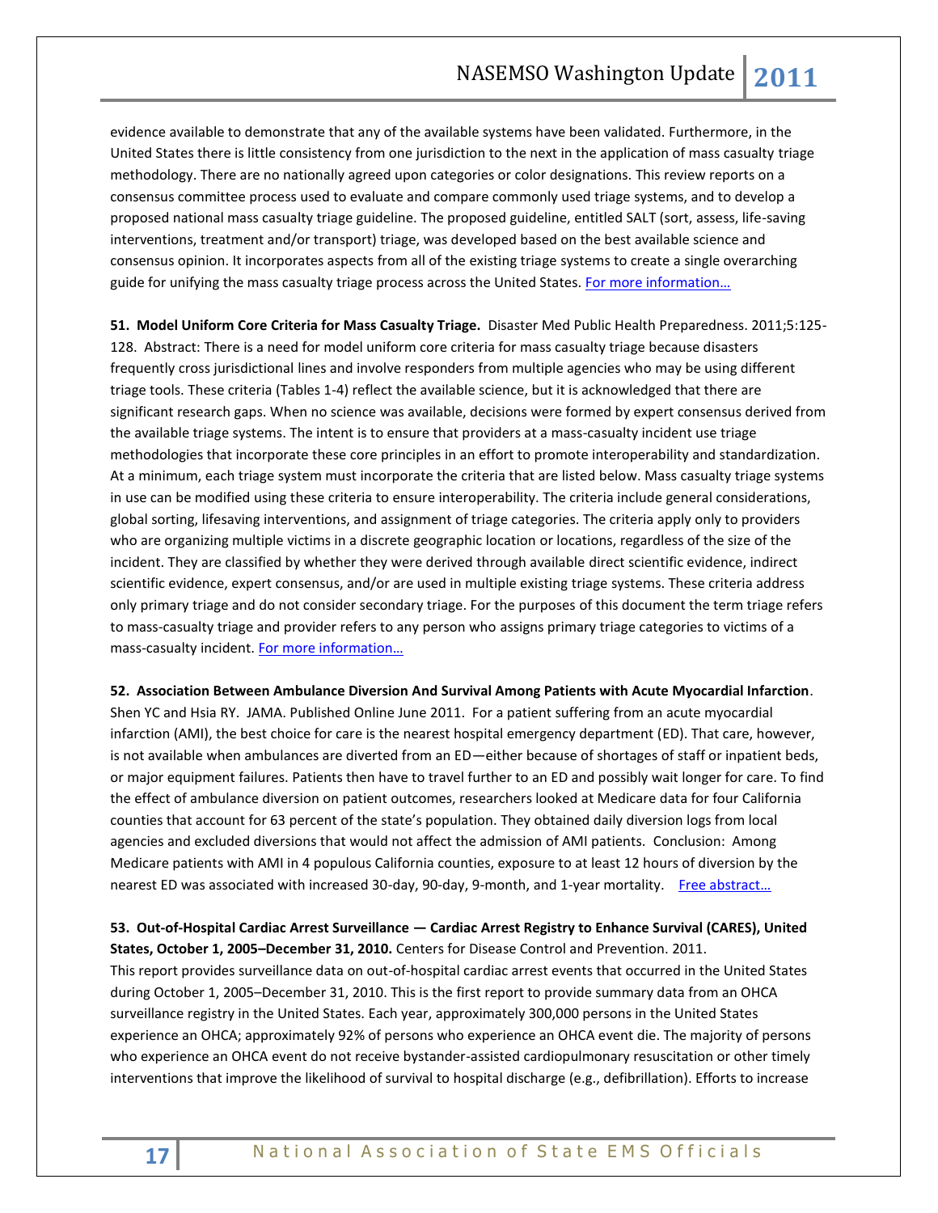evidence available to demonstrate that any of the available systems have been validated. Furthermore, in the United States there is little consistency from one jurisdiction to the next in the application of mass casualty triage methodology. There are no nationally agreed upon categories or color designations. This review reports on a consensus committee process used to evaluate and compare commonly used triage systems, and to develop a proposed national mass casualty triage guideline. The proposed guideline, entitled SALT (sort, assess, life-saving interventions, treatment and/or transport) triage, was developed based on the best available science and consensus opinion. It incorporates aspects from all of the existing triage systems to create a single overarching guide for unifying the mass casualty triage process across the United States. For more information…

**51. Model Uniform Core Criteria for Mass Casualty Triage.** Disaster Med Public Health Preparedness. 2011;5:125-128. Abstract: There is a need for model uniform core criteria for mass casualty triage because disasters frequently cross jurisdictional lines and involve responders from multiple agencies who may be using different triage tools. These criteria (Tables 1-4) reflect the available science, but it is acknowledged that there are significant research gaps. When no science was available, decisions were formed by expert consensus derived from the available triage systems. The intent is to ensure that providers at a mass-casualty incident use triage methodologies that incorporate these core principles in an effort to promote interoperability and standardization. At a minimum, each triage system must incorporate the criteria that are listed below. Mass casualty triage systems in use can be modified using these criteria to ensure interoperability. The criteria include general considerations, global sorting, lifesaving interventions, and assignment of triage categories. The criteria apply only to providers who are organizing multiple victims in a discrete geographic location or locations, regardless of the size of the incident. They are classified by whether they were derived through available direct scientific evidence, indirect scientific evidence, expert consensus, and/or are used in multiple existing triage systems. These criteria address only primary triage and do not consider secondary triage. For the purposes of this document the term triage refers to mass-casualty triage and provider refers to any person who assigns primary triage categories to victims of a mass-casualty incident. For more information…

**52. Association Between Ambulance Diversion And Survival Among Patients with Acute Myocardial Infarction**. Shen YC and Hsia RY. JAMA. Published Online June 2011. For a patient suffering from an acute myocardial infarction (AMI), the best choice for care is the nearest hospital emergency department (ED). That care, however, is not available when ambulances are diverted from an ED—either because of shortages of staff or inpatient beds, or major equipment failures. Patients then have to travel further to an ED and possibly wait longer for care. To find the effect of ambulance diversion on patient outcomes, researchers looked at Medicare data for four California counties that account for 63 percent of the state's population. They obtained daily diversion logs from local agencies and excluded diversions that would not affect the admission of AMI patients. Conclusion: Among Medicare patients with AMI in 4 populous California counties, exposure to at least 12 hours of diversion by the nearest ED was associated with increased 30-day, 90-day, 9-month, and 1-year mortality. Free abstract…

**53. Out-of-Hospital Cardiac Arrest Surveillance — Cardiac Arrest Registry to Enhance Survival (CARES), United States, October 1, 2005–December 31, 2010.** Centers for Disease Control and Prevention. 2011.
This report provides surveillance data on out-of-hospital cardiac arrest events that occurred in the United States during October 1, 2005–December 31, 2010. This is the first report to provide summary data from an OHCA surveillance registry in the United States. Each year, approximately 300,000 persons in the United States experience an OHCA; approximately 92% of persons who experience an OHCA event die. The majority of persons who experience an OHCA event do not receive bystander-assisted cardiopulmonary resuscitation or other timely interventions that improve the likelihood of survival to hospital discharge (e.g., defibrillation). Efforts to increase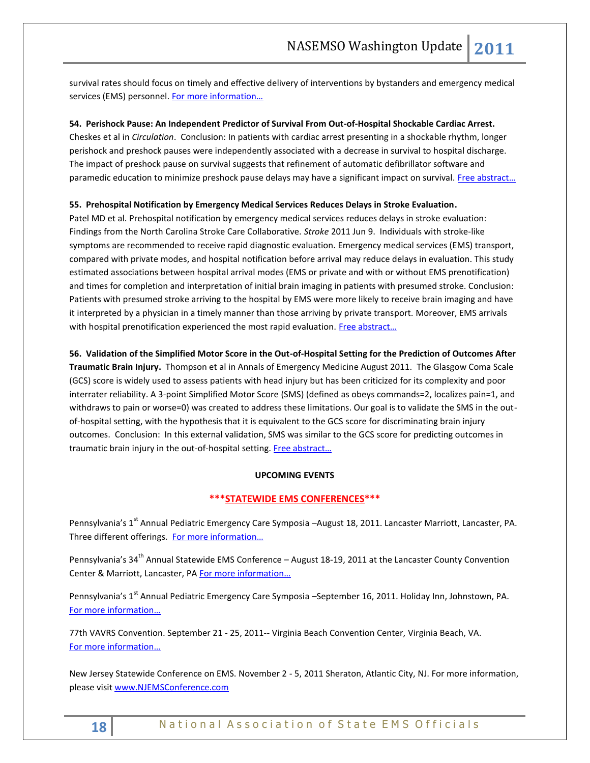survival rates should focus on timely and effective delivery of interventions by bystanders and emergency medical services (EMS) personnel. For more information…

**54. Perishock Pause: An Independent Predictor of Survival From Out-of-Hospital Shockable Cardiac Arrest.** Cheskes et al in *Circulation*. Conclusion: In patients with cardiac arrest presenting in a shockable rhythm, longer perishock and preshock pauses were independently associated with a decrease in survival to hospital discharge. The impact of preshock pause on survival suggests that refinement of automatic defibrillator software and paramedic education to minimize preshock pause delays may have a significant impact on survival. Free abstract…

**55. Prehospital Notification by Emergency Medical Services Reduces Delays in Stroke Evaluation.** Patel MD et al. Prehospital notification by emergency medical services reduces delays in stroke evaluation: Findings from the North Carolina Stroke Care Collaborative. *Stroke* 2011 Jun 9. Individuals with stroke-like symptoms are recommended to receive rapid diagnostic evaluation. Emergency medical services (EMS) transport, compared with private modes, and hospital notification before arrival may reduce delays in evaluation. This study estimated associations between hospital arrival modes (EMS or private and with or without EMS prenotification) and times for completion and interpretation of initial brain imaging in patients with presumed stroke. Conclusion: Patients with presumed stroke arriving to the hospital by EMS were more likely to receive brain imaging and have it interpreted by a physician in a timely manner than those arriving by private transport. Moreover, EMS arrivals with hospital prenotification experienced the most rapid evaluation. Free abstract…

**56. Validation of the Simplified Motor Score in the Out-of-Hospital Setting for the Prediction of Outcomes After Traumatic Brain Injury.** Thompson et al in Annals of Emergency Medicine August 2011. The Glasgow Coma Scale (GCS) score is widely used to assess patients with head injury but has been criticized for its complexity and poor interrater reliability. A 3-point Simplified Motor Score (SMS) (defined as obeys commands=2, localizes pain=1, and withdraws to pain or worse=0) was created to address these limitations. Our goal is to validate the SMS in the out-of-hospital setting, with the hypothesis that it is equivalent to the GCS score for discriminating brain injury outcomes. Conclusion: In this external validation, SMS was similar to the GCS score for predicting outcomes in traumatic brain injury in the out-of-hospital setting. Free abstract…

## UPCOMING EVENTS

### \*\*\*STATEWIDE EMS CONFERENCES\*\*\*

Pennsylvania's 1st Annual Pediatric Emergency Care Symposia –August 18, 2011. Lancaster Marriott, Lancaster, PA. Three different offerings. For more information…

Pennsylvania's 34th Annual Statewide EMS Conference – August 18-19, 2011 at the Lancaster County Convention Center & Marriott, Lancaster, PA For more information…

Pennsylvania's 1st Annual Pediatric Emergency Care Symposia –September 16, 2011. Holiday Inn, Johnstown, PA. For more information…

77th VAVRS Convention. September 21 - 25, 2011-- Virginia Beach Convention Center, Virginia Beach, VA. For more information…

New Jersey Statewide Conference on EMS. November 2 - 5, 2011 Sheraton, Atlantic City, NJ. For more information, please visit www.NJEMSConference.com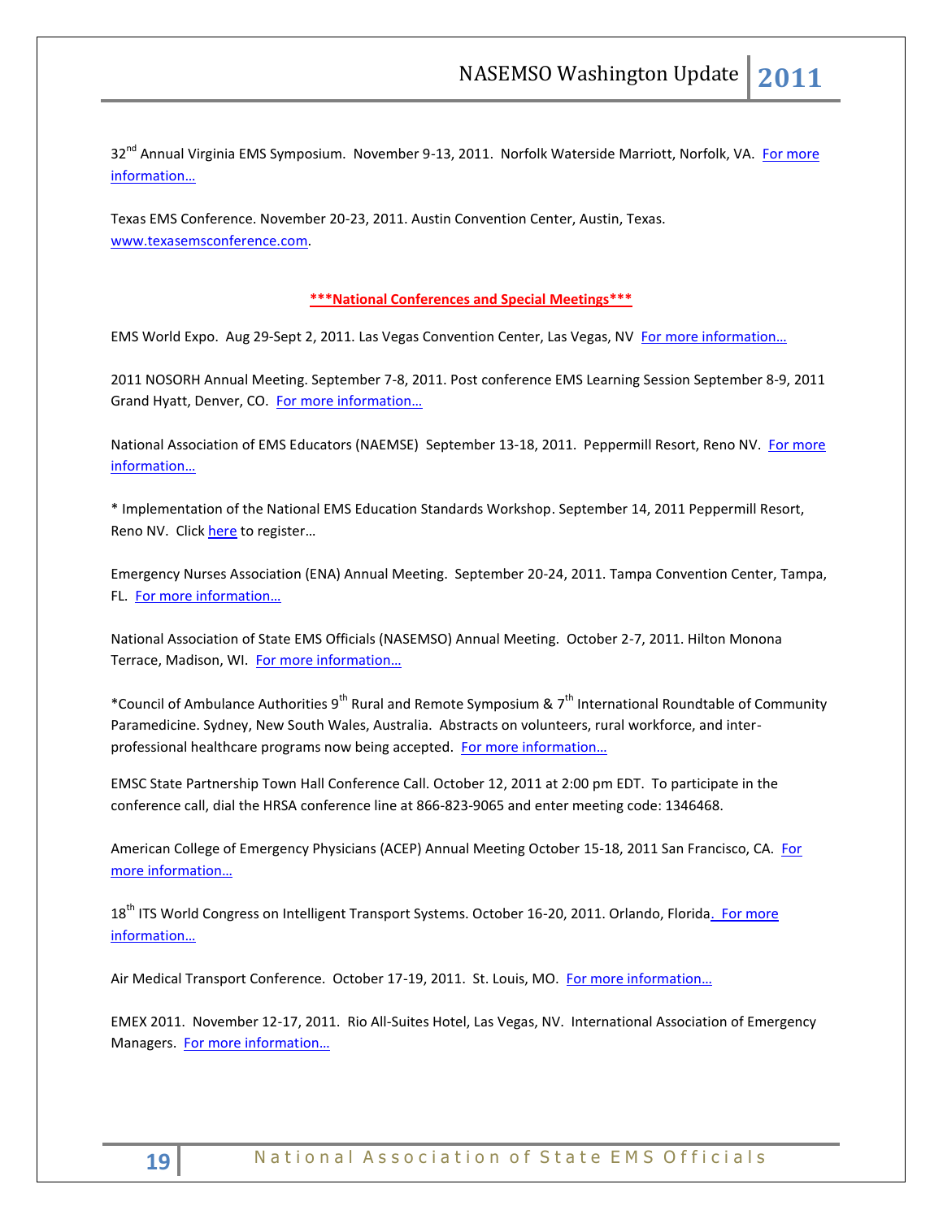32nd Annual Virginia EMS Symposium. November 9-13, 2011. Norfolk Waterside Marriott, Norfolk, VA. For more information…

Texas EMS Conference. November 20-23, 2011. Austin Convention Center, Austin, Texas. www.texasemsconference.com.

**\*\*\*National Conferences and Special Meetings\*\*\***

EMS World Expo. Aug 29-Sept 2, 2011. Las Vegas Convention Center, Las Vegas, NV For more information…

2011 NOSORH Annual Meeting. September 7-8, 2011. Post conference EMS Learning Session September 8-9, 2011 Grand Hyatt, Denver, CO. For more information…

National Association of EMS Educators (NAEMSE) September 13-18, 2011. Peppermill Resort, Reno NV. For more information…

\* Implementation of the National EMS Education Standards Workshop. September 14, 2011 Peppermill Resort, Reno NV. Click here to register…

Emergency Nurses Association (ENA) Annual Meeting. September 20-24, 2011. Tampa Convention Center, Tampa, FL. For more information…

National Association of State EMS Officials (NASEMSO) Annual Meeting. October 2-7, 2011. Hilton Monona Terrace, Madison, WI. For more information…

\*Council of Ambulance Authorities 9th Rural and Remote Symposium & 7th International Roundtable of Community Paramedicine. Sydney, New South Wales, Australia. Abstracts on volunteers, rural workforce, and inter-professional healthcare programs now being accepted. For more information…

EMSC State Partnership Town Hall Conference Call. October 12, 2011 at 2:00 pm EDT. To participate in the conference call, dial the HRSA conference line at 866-823-9065 and enter meeting code: 1346468.

American College of Emergency Physicians (ACEP) Annual Meeting October 15-18, 2011 San Francisco, CA. For more information…

18th ITS World Congress on Intelligent Transport Systems. October 16-20, 2011. Orlando, Florida. For more information…

Air Medical Transport Conference. October 17-19, 2011. St. Louis, MO. For more information…

EMEX 2011. November 12-17, 2011. Rio All-Suites Hotel, Las Vegas, NV. International Association of Emergency Managers. For more information…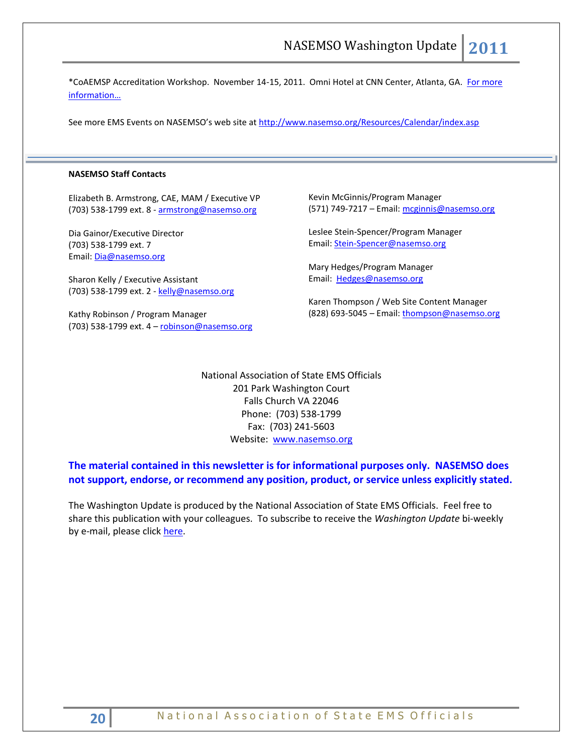*CoAEMSP Accreditation Workshop. November 14-15, 2011. Omni Hotel at CNN Center, Atlanta, GA. For more information…

See more EMS Events on NASEMSO's web site at http://www.nasemso.org/Resources/Calendar/index.asp

---

**NASEMSO Staff Contacts**

Elizabeth B. Armstrong, CAE, MAM / Executive VP
(703) 538-1799 ext. 8 - armstrong@nasemso.org

Dia Gainor/Executive Director
(703) 538-1799 ext. 7
Email: Dia@nasemso.org

Sharon Kelly / Executive Assistant
(703) 538-1799 ext. 2 - kelly@nasemso.org

Kathy Robinson / Program Manager
(703) 538-1799 ext. 4 – robinson@nasemso.org

Kevin McGinnis/Program Manager
(571) 749-7217 – Email: mcginnis@nasemso.org

Leslee Stein-Spencer/Program Manager
Email: Stein-Spencer@nasemso.org

Mary Hedges/Program Manager
Email: Hedges@nasemso.org

Karen Thompson / Web Site Content Manager
(828) 693-5045 – Email: thompson@nasemso.org

National Association of State EMS Officials
201 Park Washington Court
Falls Church VA 22046
Phone: (703) 538-1799
Fax: (703) 241-5603
Website: www.nasemso.org

**The material contained in this newsletter is for informational purposes only. NASEMSO does not support, endorse, or recommend any position, product, or service unless explicitly stated.**

The Washington Update is produced by the National Association of State EMS Officials. Feel free to share this publication with your colleagues. To subscribe to receive the *Washington Update* bi-weekly by e-mail, please click here.